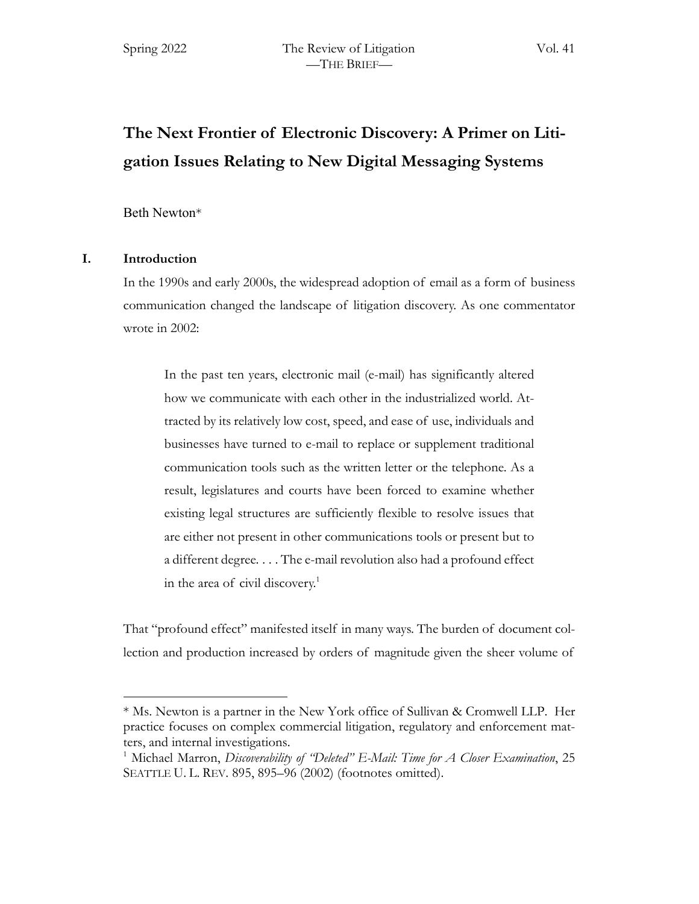# The Next Frontier of Electronic Discovery: A Primer on Litigation Issues Relating to New Digital Messaging Systems

Beth Newton*

## I. Introduction

In the 1990s and early 2000s, the widespread adoption of email as a form of business communication changed the landscape of litigation discovery. As one commentator wrote in 2002:

> In the past ten years, electronic mail (e-mail) has significantly altered how we communicate with each other in the industrialized world. Attracted by its relatively low cost, speed, and ease of use, individuals and businesses have turned to e-mail to replace or supplement traditional communication tools such as the written letter or the telephone. As a result, legislatures and courts have been forced to examine whether existing legal structures are sufficiently flexible to resolve issues that are either not present in other communications tools or present but to a different degree. . . . The e-mail revolution also had a profound effect in the area of civil discovery.[1]

That "profound effect" manifested itself in many ways. The burden of document collection and production increased by orders of magnitude given the sheer volume of

---

* Ms. Newton is a partner in the New York office of Sullivan & Cromwell LLP. Her practice focuses on complex commercial litigation, regulatory and enforcement matters, and internal investigations.

[1] Michael Marron, *Discoverability of "Deleted" E-Mail: Time for A Closer Examination*, 25 SEATTLE U. L. REV. 895, 895–96 (2002) (footnotes omitted).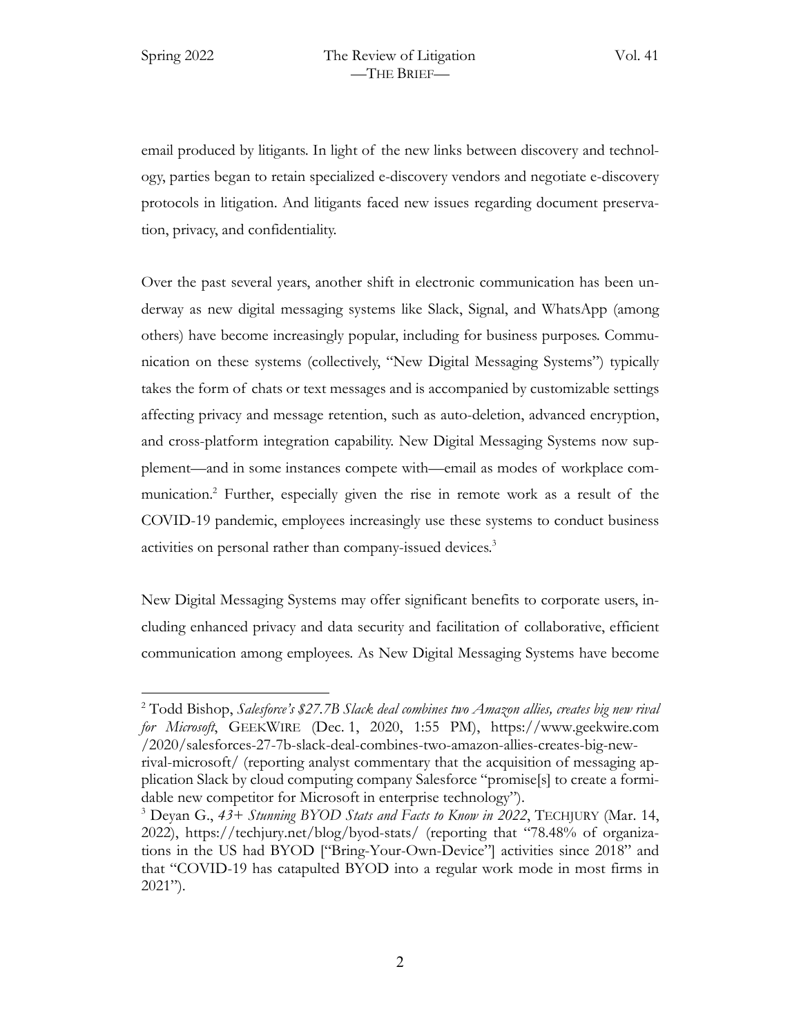email produced by litigants. In light of the new links between discovery and technology, parties began to retain specialized e-discovery vendors and negotiate e-discovery protocols in litigation. And litigants faced new issues regarding document preservation, privacy, and confidentiality.

Over the past several years, another shift in electronic communication has been underway as new digital messaging systems like Slack, Signal, and WhatsApp (among others) have become increasingly popular, including for business purposes. Communication on these systems (collectively, "New Digital Messaging Systems") typically takes the form of chats or text messages and is accompanied by customizable settings affecting privacy and message retention, such as auto-deletion, advanced encryption, and cross-platform integration capability. New Digital Messaging Systems now supplement—and in some instances compete with—email as modes of workplace communication.[2] Further, especially given the rise in remote work as a result of the COVID-19 pandemic, employees increasingly use these systems to conduct business activities on personal rather than company-issued devices.[3]

New Digital Messaging Systems may offer significant benefits to corporate users, including enhanced privacy and data security and facilitation of collaborative, efficient communication among employees. As New Digital Messaging Systems have become

---

[2] Todd Bishop, *Salesforce's $27.7B Slack deal combines two Amazon allies, creates big new rival for Microsoft*, GEEKWIRE (Dec. 1, 2020, 1:55 PM), https://www.geekwire.com/2020/salesforces-27-7b-slack-deal-combines-two-amazon-allies-creates-big-new-rival-microsoft/ (reporting analyst commentary that the acquisition of messaging application Slack by cloud computing company Salesforce "promise[s] to create a formidable new competitor for Microsoft in enterprise technology").

[3] Deyan G., *43+ Stunning BYOD Stats and Facts to Know in 2022*, TECHJURY (Mar. 14, 2022), https://techjury.net/blog/byod-stats/ (reporting that "78.48% of organizations in the US had BYOD ["Bring-Your-Own-Device"] activities since 2018" and that "COVID-19 has catapulted BYOD into a regular work mode in most firms in 2021").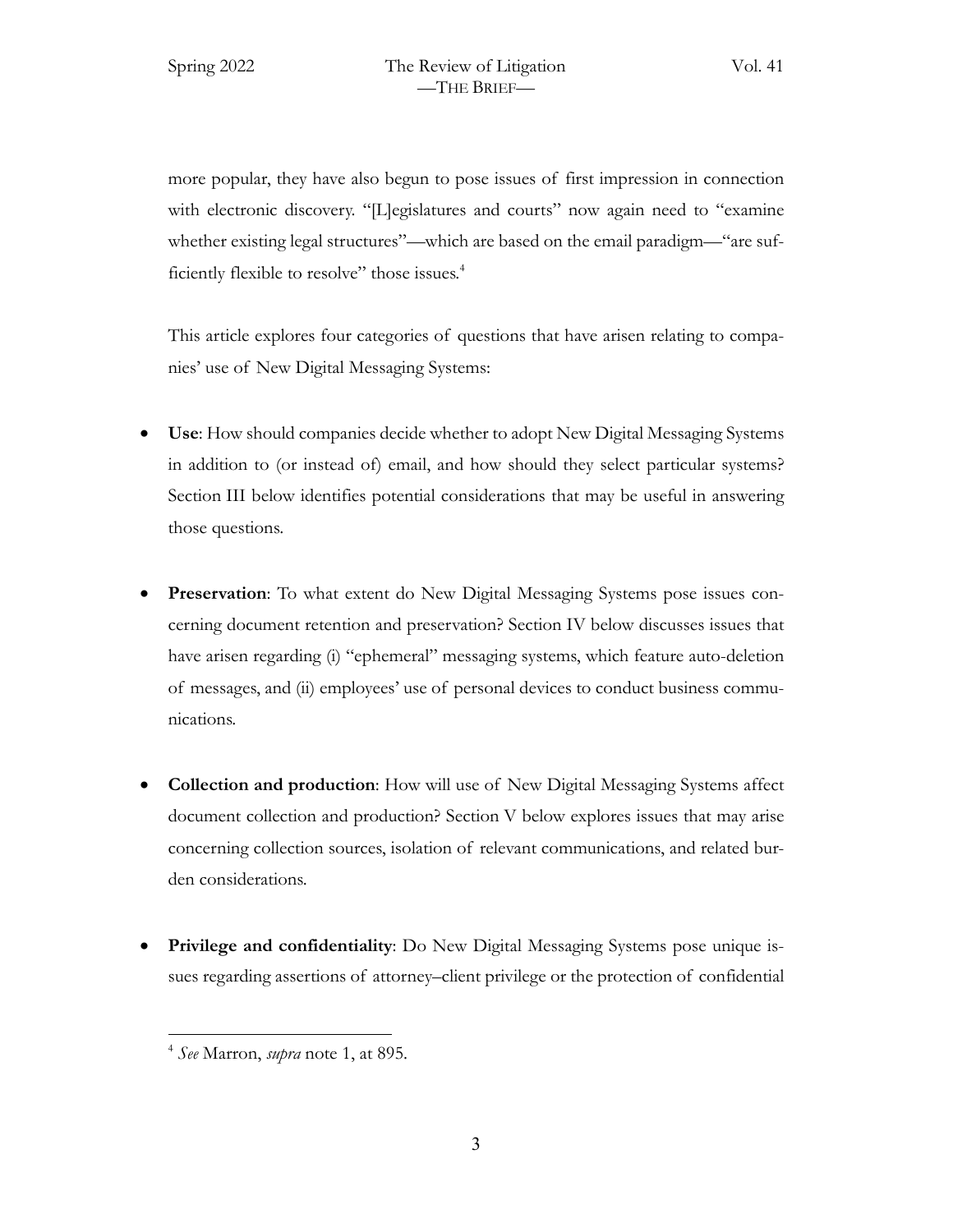more popular, they have also begun to pose issues of first impression in connection with electronic discovery. "[L]egislatures and courts" now again need to "examine whether existing legal structures"—which are based on the email paradigm—"are sufficiently flexible to resolve" those issues.[4]

This article explores four categories of questions that have arisen relating to companies' use of New Digital Messaging Systems:

- **Use**: How should companies decide whether to adopt New Digital Messaging Systems in addition to (or instead of) email, and how should they select particular systems? Section III below identifies potential considerations that may be useful in answering those questions.

- **Preservation**: To what extent do New Digital Messaging Systems pose issues concerning document retention and preservation? Section IV below discusses issues that have arisen regarding (i) "ephemeral" messaging systems, which feature auto-deletion of messages, and (ii) employees' use of personal devices to conduct business communications.

- **Collection and production**: How will use of New Digital Messaging Systems affect document collection and production? Section V below explores issues that may arise concerning collection sources, isolation of relevant communications, and related burden considerations.

- **Privilege and confidentiality**: Do New Digital Messaging Systems pose unique issues regarding assertions of attorney–client privilege or the protection of confidential

[4] *See* Marron, *supra* note 1, at 895.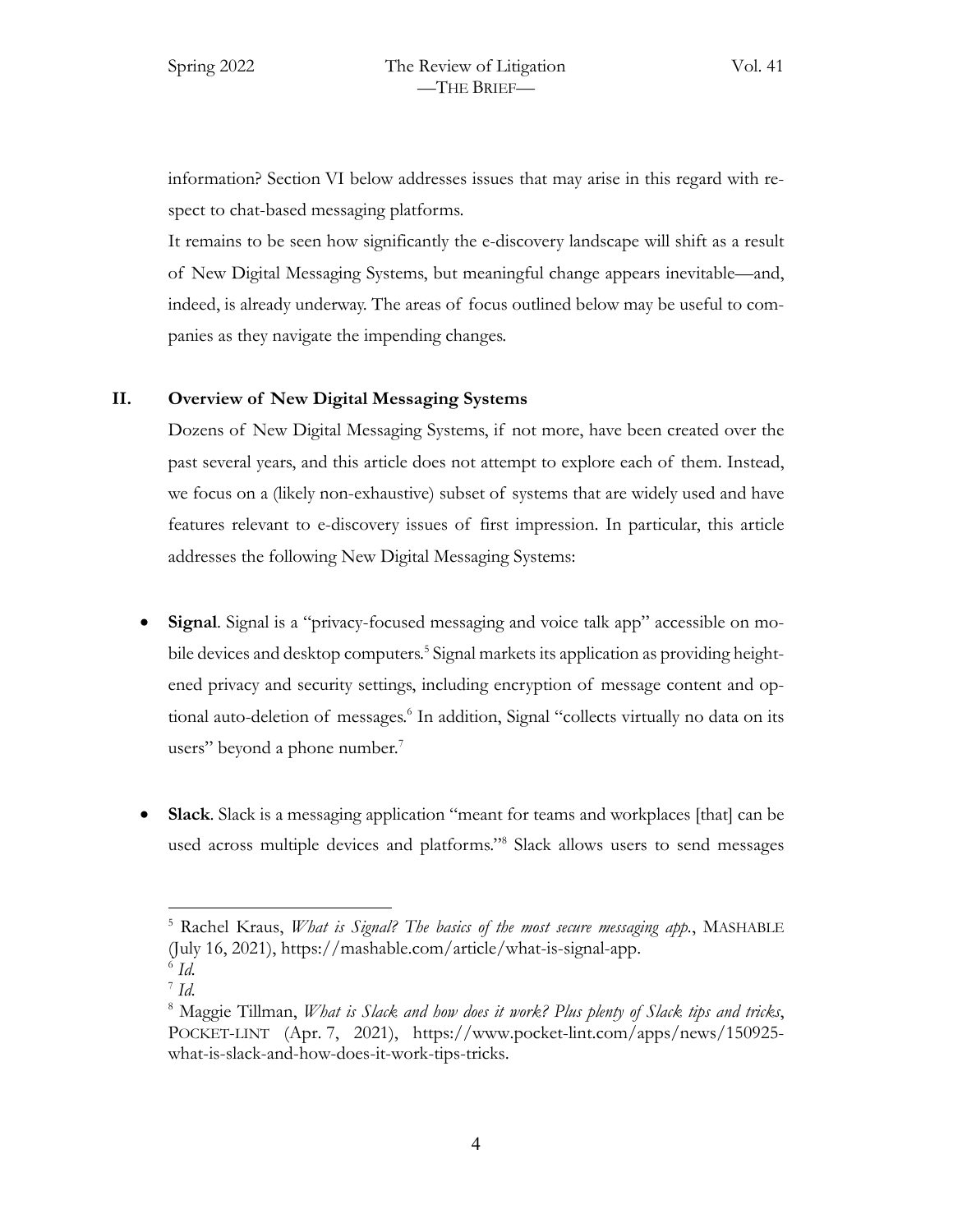information? Section VI below addresses issues that may arise in this regard with respect to chat-based messaging platforms.

It remains to be seen how significantly the e-discovery landscape will shift as a result of New Digital Messaging Systems, but meaningful change appears inevitable—and, indeed, is already underway. The areas of focus outlined below may be useful to companies as they navigate the impending changes.

## II. Overview of New Digital Messaging Systems

Dozens of New Digital Messaging Systems, if not more, have been created over the past several years, and this article does not attempt to explore each of them. Instead, we focus on a (likely non-exhaustive) subset of systems that are widely used and have features relevant to e-discovery issues of first impression. In particular, this article addresses the following New Digital Messaging Systems:

- **Signal**. Signal is a "privacy-focused messaging and voice talk app" accessible on mobile devices and desktop computers.[5] Signal markets its application as providing heightened privacy and security settings, including encryption of message content and optional auto-deletion of messages.[6] In addition, Signal "collects virtually no data on its users" beyond a phone number.[7]

- **Slack**. Slack is a messaging application "meant for teams and workplaces [that] can be used across multiple devices and platforms."[8] Slack allows users to send messages

---

[5] Rachel Kraus, *What is Signal? The basics of the most secure messaging app.*, MASHABLE (July 16, 2021), https://mashable.com/article/what-is-signal-app.

[6] *Id.*

[7] *Id.*

[8] Maggie Tillman, *What is Slack and how does it work? Plus plenty of Slack tips and tricks*, POCKET-LINT (Apr. 7, 2021), https://www.pocket-lint.com/apps/news/150925-what-is-slack-and-how-does-it-work-tips-tricks.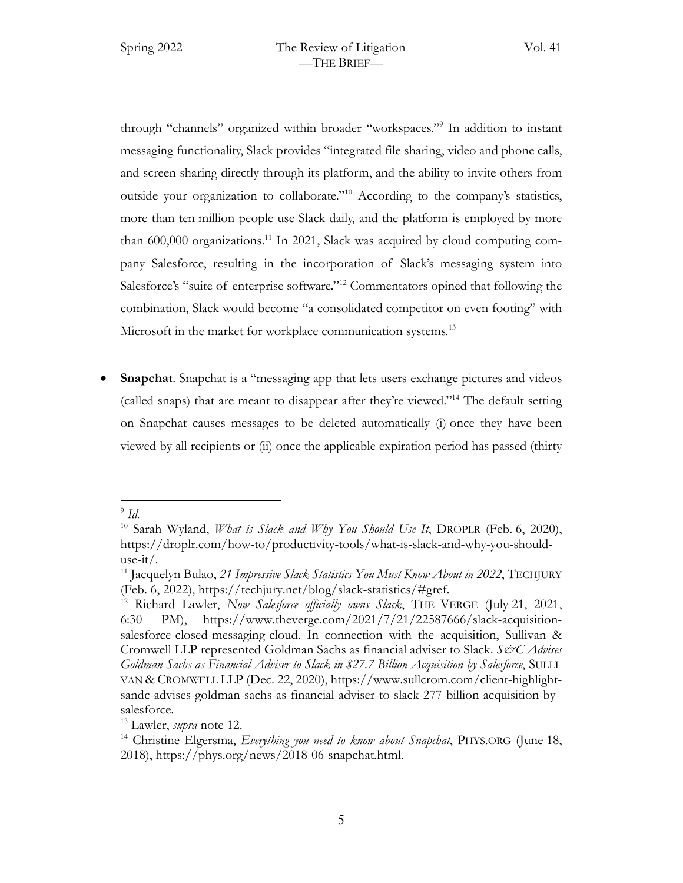through "channels" organized within broader "workspaces."[9] In addition to instant messaging functionality, Slack provides "integrated file sharing, video and phone calls, and screen sharing directly through its platform, and the ability to invite others from outside your organization to collaborate."[10] According to the company's statistics, more than ten million people use Slack daily, and the platform is employed by more than 600,000 organizations.[11] In 2021, Slack was acquired by cloud computing company Salesforce, resulting in the incorporation of Slack's messaging system into Salesforce's "suite of enterprise software."[12] Commentators opined that following the combination, Slack would become "a consolidated competitor on even footing" with Microsoft in the market for workplace communication systems.[13]

- **Snapchat**. Snapchat is a "messaging app that lets users exchange pictures and videos (called snaps) that are meant to disappear after they're viewed."[14] The default setting on Snapchat causes messages to be deleted automatically (i) once they have been viewed by all recipients or (ii) once the applicable expiration period has passed (thirty

---

[9] *Id.*

[10] Sarah Wyland, *What is Slack and Why You Should Use It*, DROPLR (Feb. 6, 2020), https://droplr.com/how-to/productivity-tools/what-is-slack-and-why-you-should-use-it/.

[11] Jacquelyn Bulao, *21 Impressive Slack Statistics You Must Know About in 2022*, TECHJURY (Feb. 6, 2022), https://techjury.net/blog/slack-statistics/#gref.

[12] Richard Lawler, *Now Salesforce officially owns Slack*, THE VERGE (July 21, 2021, 6:30 PM), https://www.theverge.com/2021/7/21/22587666/slack-acquisition-salesforce-closed-messaging-cloud. In connection with the acquisition, Sullivan & Cromwell LLP represented Goldman Sachs as financial adviser to Slack. *S&C Advises Goldman Sachs as Financial Adviser to Slack in $27.7 Billion Acquisition by Salesforce*, SULLIVAN & CROMWELL LLP (Dec. 22, 2020), https://www.sullcrom.com/client-highlight-sandc-advises-goldman-sachs-as-financial-adviser-to-slack-277-billion-acquisition-by-salesforce.

[13] Lawler, *supra* note 12.

[14] Christine Elgersma, *Everything you need to know about Snapchat*, PHYS.ORG (June 18, 2018), https://phys.org/news/2018-06-snapchat.html.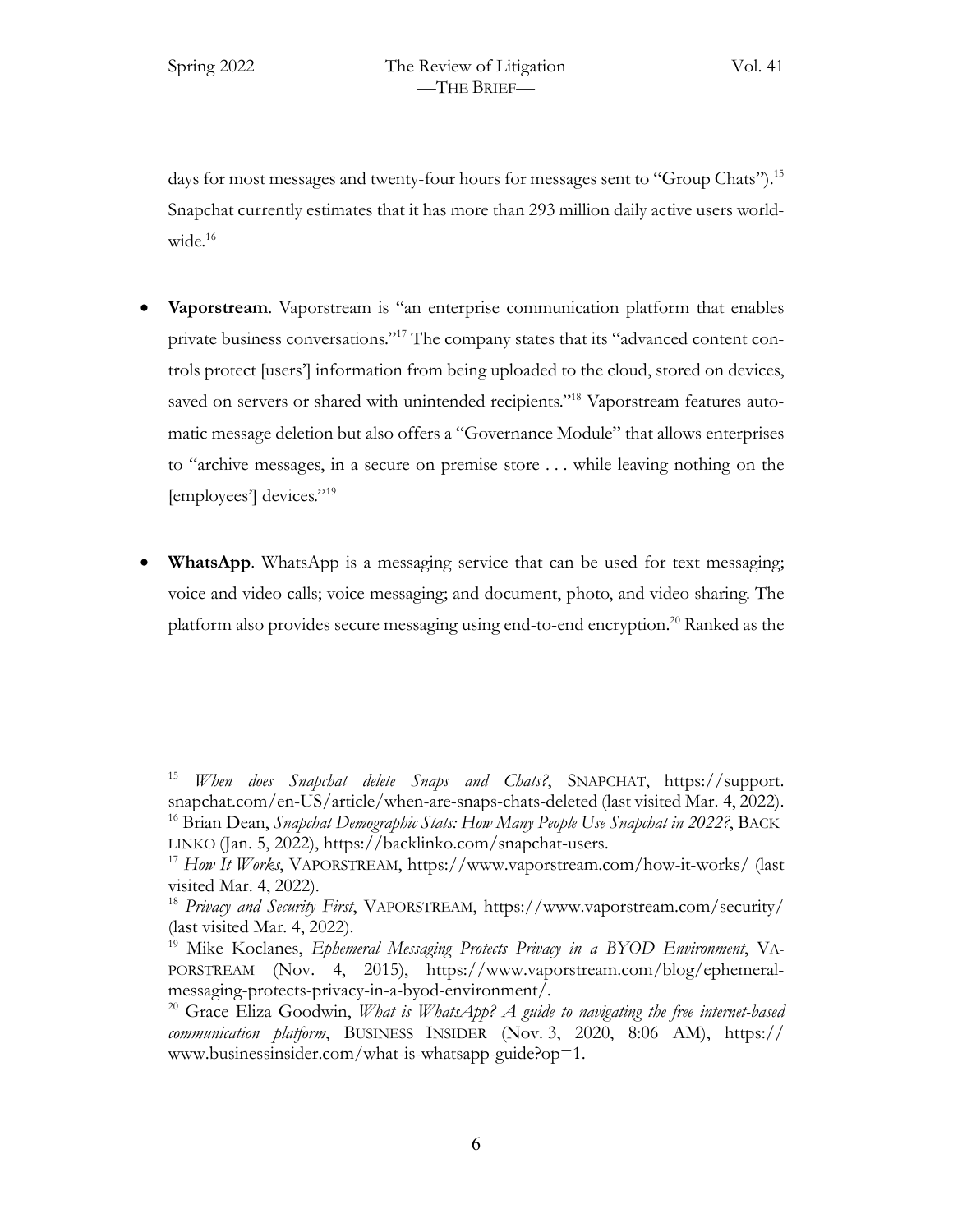days for most messages and twenty-four hours for messages sent to "Group Chats").[15] Snapchat currently estimates that it has more than 293 million daily active users worldwide.[16]

- **Vaporstream**. Vaporstream is "an enterprise communication platform that enables private business conversations."[17] The company states that its "advanced content controls protect [users'] information from being uploaded to the cloud, stored on devices, saved on servers or shared with unintended recipients."[18] Vaporstream features automatic message deletion but also offers a "Governance Module" that allows enterprises to "archive messages, in a secure on premise store . . . while leaving nothing on the [employees'] devices."[19]

- **WhatsApp**. WhatsApp is a messaging service that can be used for text messaging; voice and video calls; voice messaging; and document, photo, and video sharing. The platform also provides secure messaging using end-to-end encryption.[20] Ranked as the

---

[15] *When does Snapchat delete Snaps and Chats?*, SNAPCHAT, https://support.snapchat.com/en-US/article/when-are-snaps-chats-deleted (last visited Mar. 4, 2022).

[16] Brian Dean, *Snapchat Demographic Stats: How Many People Use Snapchat in 2022?*, BACKLINKO (Jan. 5, 2022), https://backlinko.com/snapchat-users.

[17] *How It Works*, VAPORSTREAM, https://www.vaporstream.com/how-it-works/ (last visited Mar. 4, 2022).

[18] *Privacy and Security First*, VAPORSTREAM, https://www.vaporstream.com/security/ (last visited Mar. 4, 2022).

[19] Mike Koclanes, *Ephemeral Messaging Protects Privacy in a BYOD Environment*, VAPORSTREAM (Nov. 4, 2015), https://www.vaporstream.com/blog/ephemeral-messaging-protects-privacy-in-a-byod-environment/.

[20] Grace Eliza Goodwin, *What is WhatsApp? A guide to navigating the free internet-based communication platform*, BUSINESS INSIDER (Nov. 3, 2020, 8:06 AM), https://www.businessinsider.com/what-is-whatsapp-guide?op=1.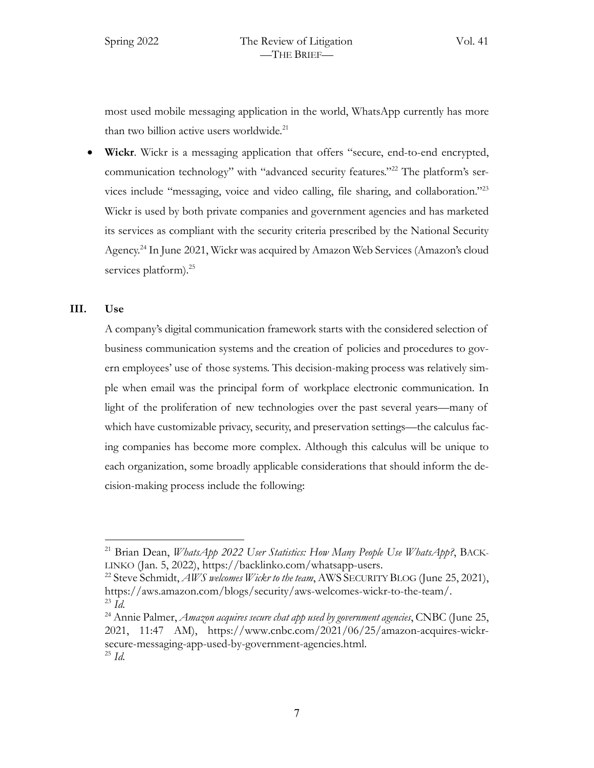most used mobile messaging application in the world, WhatsApp currently has more than two billion active users worldwide.[21]

- **Wickr**. Wickr is a messaging application that offers "secure, end-to-end encrypted, communication technology" with "advanced security features."[22] The platform's services include "messaging, voice and video calling, file sharing, and collaboration."[23] Wickr is used by both private companies and government agencies and has marketed its services as compliant with the security criteria prescribed by the National Security Agency.[24] In June 2021, Wickr was acquired by Amazon Web Services (Amazon's cloud services platform).[25]

## III. Use

A company's digital communication framework starts with the considered selection of business communication systems and the creation of policies and procedures to govern employees' use of those systems. This decision-making process was relatively simple when email was the principal form of workplace electronic communication. In light of the proliferation of new technologies over the past several years—many of which have customizable privacy, security, and preservation settings—the calculus facing companies has become more complex. Although this calculus will be unique to each organization, some broadly applicable considerations that should inform the decision-making process include the following:

---

[21] Brian Dean, *WhatsApp 2022 User Statistics: How Many People Use WhatsApp?*, BACKLINKO (Jan. 5, 2022), https://backlinko.com/whatsapp-users.

[22] Steve Schmidt, *AWS welcomes Wickr to the team*, AWS SECURITY BLOG (June 25, 2021), https://aws.amazon.com/blogs/security/aws-welcomes-wickr-to-the-team/.

[23] *Id.*

[24] Annie Palmer, *Amazon acquires secure chat app used by government agencies*, CNBC (June 25, 2021, 11:47 AM), https://www.cnbc.com/2021/06/25/amazon-acquires-wickr-secure-messaging-app-used-by-government-agencies.html.

[25] *Id.*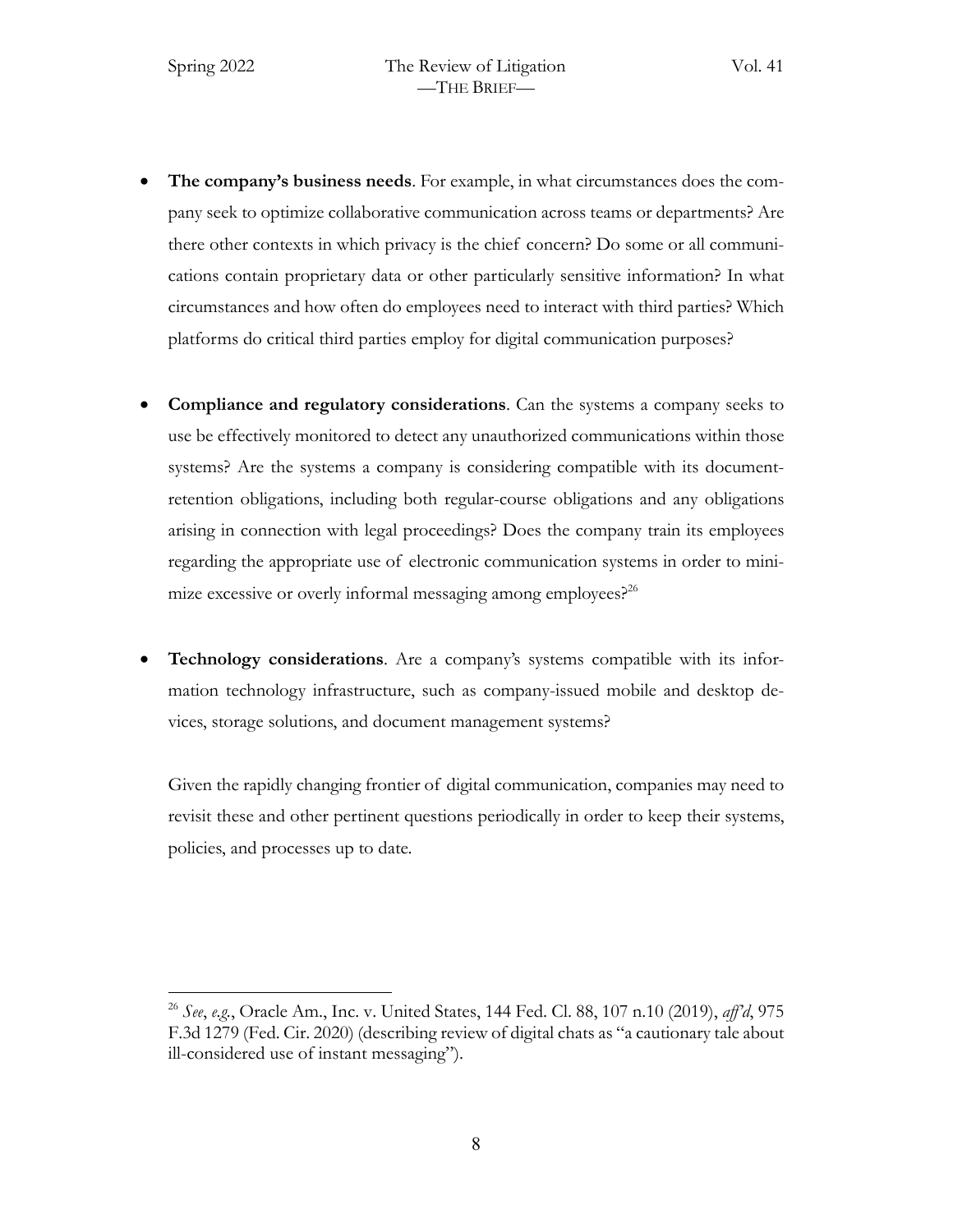- **The company's business needs**. For example, in what circumstances does the company seek to optimize collaborative communication across teams or departments? Are there other contexts in which privacy is the chief concern? Do some or all communications contain proprietary data or other particularly sensitive information? In what circumstances and how often do employees need to interact with third parties? Which platforms do critical third parties employ for digital communication purposes?

- **Compliance and regulatory considerations**. Can the systems a company seeks to use be effectively monitored to detect any unauthorized communications within those systems? Are the systems a company is considering compatible with its document-retention obligations, including both regular-course obligations and any obligations arising in connection with legal proceedings? Does the company train its employees regarding the appropriate use of electronic communication systems in order to minimize excessive or overly informal messaging among employees?[26]

- **Technology considerations**. Are a company's systems compatible with its information technology infrastructure, such as company-issued mobile and desktop devices, storage solutions, and document management systems?

  Given the rapidly changing frontier of digital communication, companies may need to revisit these and other pertinent questions periodically in order to keep their systems, policies, and processes up to date.

---

[26] *See*, *e.g.*, Oracle Am., Inc. v. United States, 144 Fed. Cl. 88, 107 n.10 (2019), *aff'd*, 975 F.3d 1279 (Fed. Cir. 2020) (describing review of digital chats as "a cautionary tale about ill-considered use of instant messaging").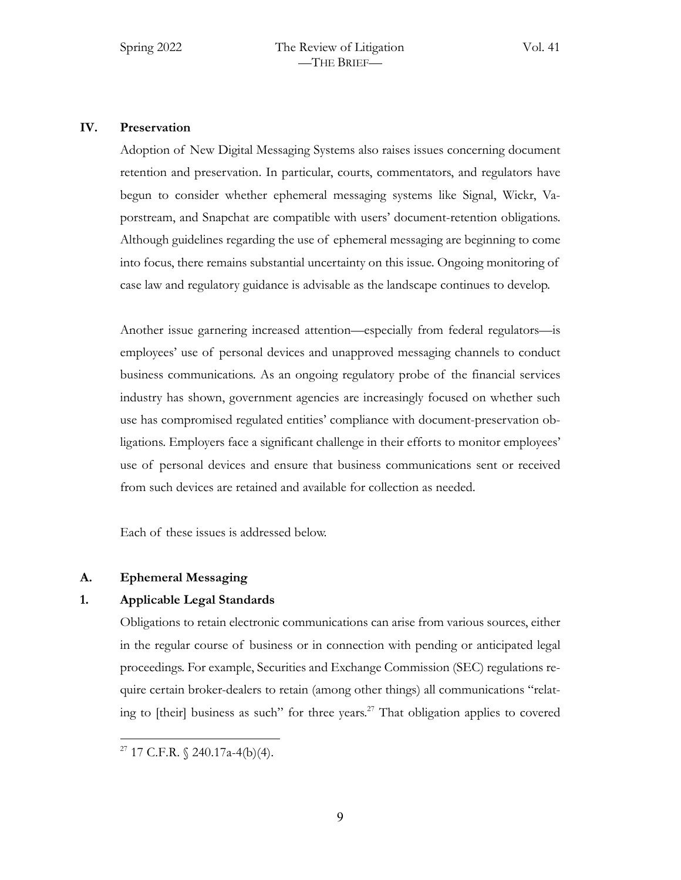## IV. Preservation

Adoption of New Digital Messaging Systems also raises issues concerning document retention and preservation. In particular, courts, commentators, and regulators have begun to consider whether ephemeral messaging systems like Signal, Wickr, Vaporstream, and Snapchat are compatible with users' document-retention obligations. Although guidelines regarding the use of ephemeral messaging are beginning to come into focus, there remains substantial uncertainty on this issue. Ongoing monitoring of case law and regulatory guidance is advisable as the landscape continues to develop.

Another issue garnering increased attention—especially from federal regulators—is employees' use of personal devices and unapproved messaging channels to conduct business communications. As an ongoing regulatory probe of the financial services industry has shown, government agencies are increasingly focused on whether such use has compromised regulated entities' compliance with document-preservation obligations. Employers face a significant challenge in their efforts to monitor employees' use of personal devices and ensure that business communications sent or received from such devices are retained and available for collection as needed.

Each of these issues is addressed below.

### A. Ephemeral Messaging

#### 1. Applicable Legal Standards

Obligations to retain electronic communications can arise from various sources, either in the regular course of business or in connection with pending or anticipated legal proceedings. For example, Securities and Exchange Commission (SEC) regulations require certain broker-dealers to retain (among other things) all communications "relating to [their] business as such" for three years.[27] That obligation applies to covered

[27] 17 C.F.R. § 240.17a-4(b)(4).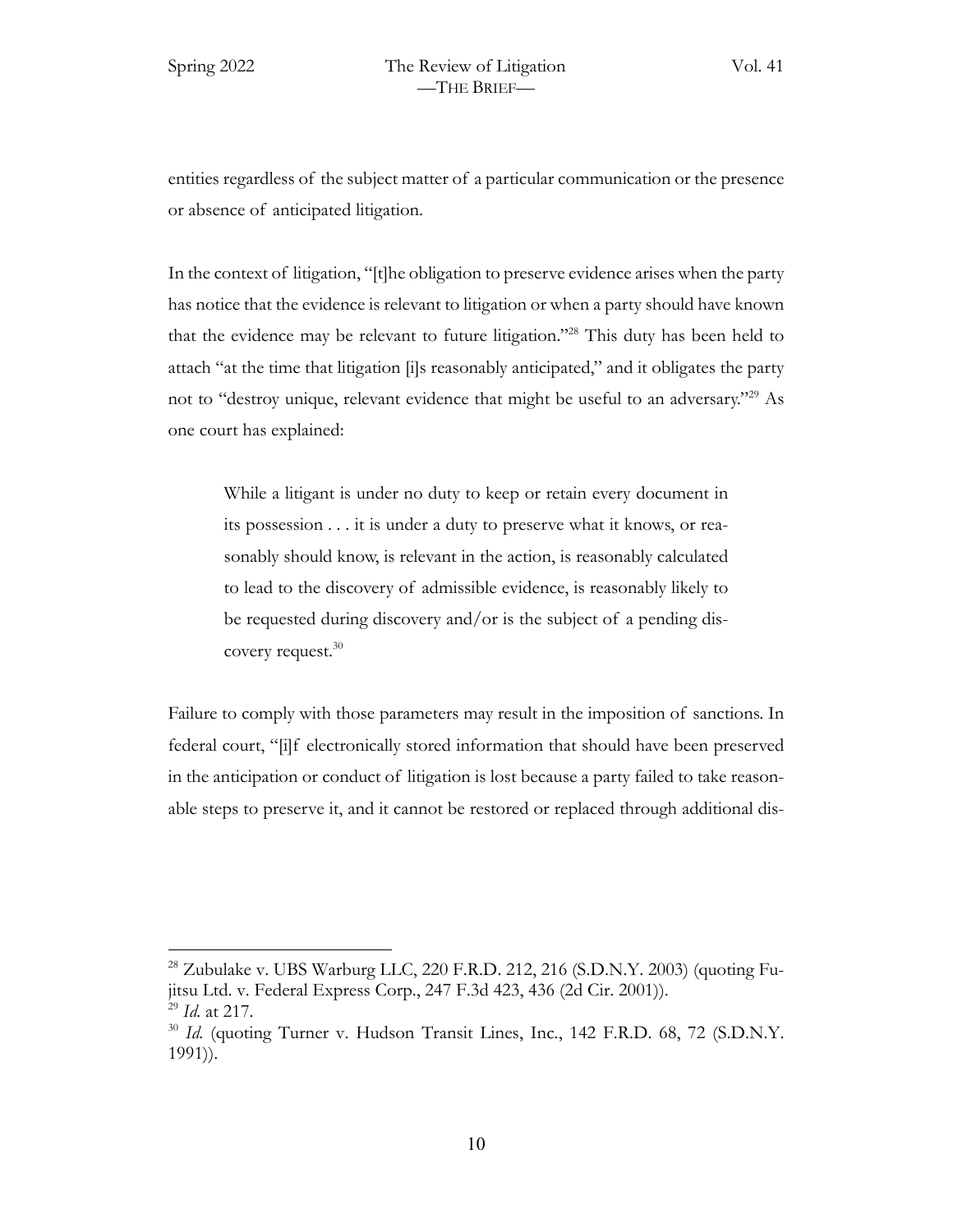entities regardless of the subject matter of a particular communication or the presence or absence of anticipated litigation.

In the context of litigation, "[t]he obligation to preserve evidence arises when the party has notice that the evidence is relevant to litigation or when a party should have known that the evidence may be relevant to future litigation."[28] This duty has been held to attach "at the time that litigation [i]s reasonably anticipated," and it obligates the party not to "destroy unique, relevant evidence that might be useful to an adversary."[29] As one court has explained:

> While a litigant is under no duty to keep or retain every document in its possession . . . it is under a duty to preserve what it knows, or reasonably should know, is relevant in the action, is reasonably calculated to lead to the discovery of admissible evidence, is reasonably likely to be requested during discovery and/or is the subject of a pending discovery request.[30]

Failure to comply with those parameters may result in the imposition of sanctions. In federal court, "[i]f electronically stored information that should have been preserved in the anticipation or conduct of litigation is lost because a party failed to take reasonable steps to preserve it, and it cannot be restored or replaced through additional dis-

---

[28] Zubulake v. UBS Warburg LLC, 220 F.R.D. 212, 216 (S.D.N.Y. 2003) (quoting Fujitsu Ltd. v. Federal Express Corp., 247 F.3d 423, 436 (2d Cir. 2001)).

[29] *Id.* at 217.

[30] *Id.* (quoting Turner v. Hudson Transit Lines, Inc., 142 F.R.D. 68, 72 (S.D.N.Y. 1991)).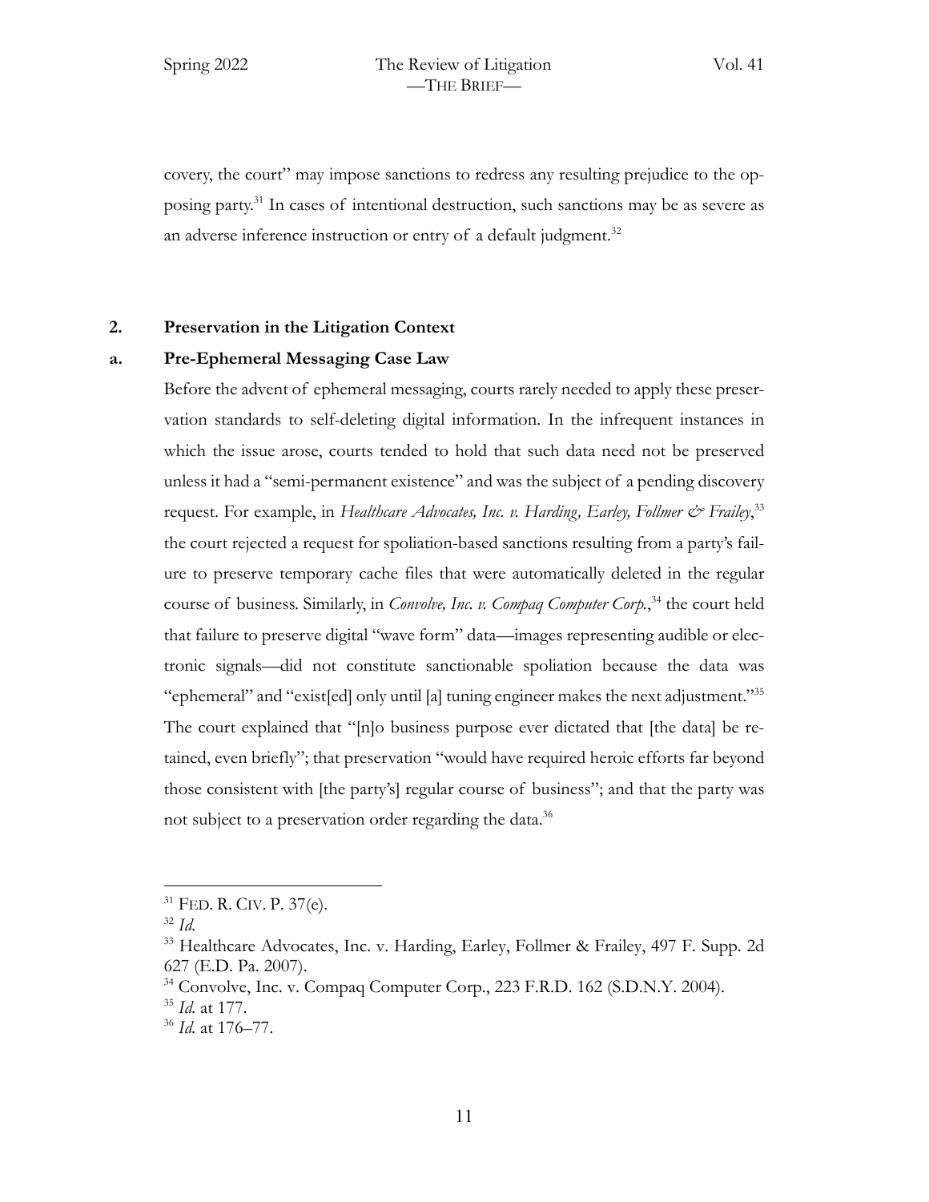covery, the court" may impose sanctions to redress any resulting prejudice to the opposing party.[31] In cases of intentional destruction, such sanctions may be as severe as an adverse inference instruction or entry of a default judgment.[32]

### 2. Preservation in the Litigation Context

#### a. Pre-Ephemeral Messaging Case Law

Before the advent of ephemeral messaging, courts rarely needed to apply these preservation standards to self-deleting digital information. In the infrequent instances in which the issue arose, courts tended to hold that such data need not be preserved unless it had a "semi-permanent existence" and was the subject of a pending discovery request. For example, in *Healthcare Advocates, Inc. v. Harding, Earley, Follmer & Frailey*,[33] the court rejected a request for spoliation-based sanctions resulting from a party's failure to preserve temporary cache files that were automatically deleted in the regular course of business. Similarly, in *Convolve, Inc. v. Compaq Computer Corp.*,[34] the court held that failure to preserve digital "wave form" data—images representing audible or electronic signals—did not constitute sanctionable spoliation because the data was "ephemeral" and "exist[ed] only until [a] tuning engineer makes the next adjustment."[35] The court explained that "[n]o business purpose ever dictated that [the data] be retained, even briefly"; that preservation "would have required heroic efforts far beyond those consistent with [the party's] regular course of business"; and that the party was not subject to a preservation order regarding the data.[36]

---

[31] FED. R. CIV. P. 37(e).

[32] *Id.*

[33] Healthcare Advocates, Inc. v. Harding, Earley, Follmer & Frailey, 497 F. Supp. 2d 627 (E.D. Pa. 2007).

[34] Convolve, Inc. v. Compaq Computer Corp., 223 F.R.D. 162 (S.D.N.Y. 2004).

[35] *Id.* at 177.

[36] *Id.* at 176–77.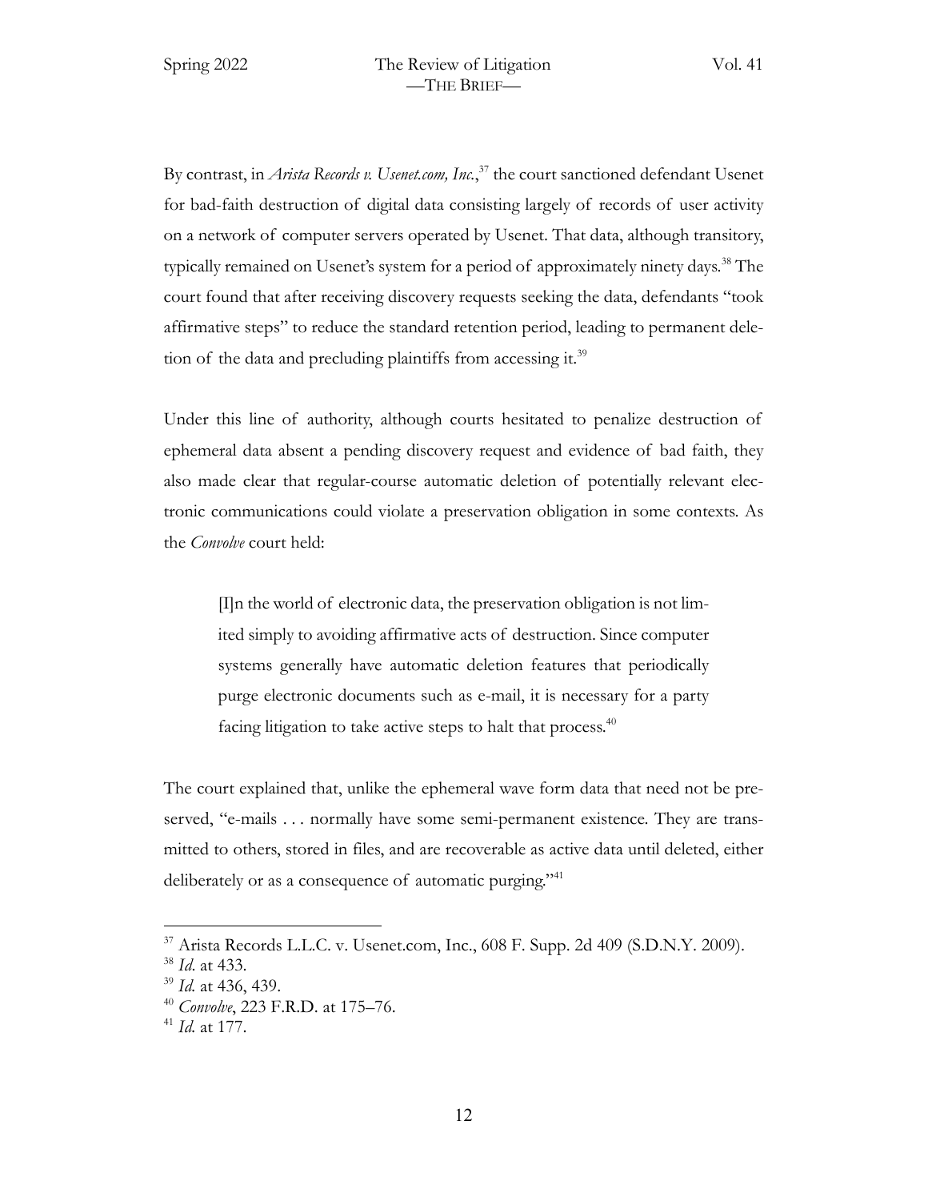By contrast, in *Arista Records v. Usenet.com, Inc.*,[37] the court sanctioned defendant Usenet for bad-faith destruction of digital data consisting largely of records of user activity on a network of computer servers operated by Usenet. That data, although transitory, typically remained on Usenet's system for a period of approximately ninety days.[38] The court found that after receiving discovery requests seeking the data, defendants "took affirmative steps" to reduce the standard retention period, leading to permanent deletion of the data and precluding plaintiffs from accessing it.[39]

Under this line of authority, although courts hesitated to penalize destruction of ephemeral data absent a pending discovery request and evidence of bad faith, they also made clear that regular-course automatic deletion of potentially relevant electronic communications could violate a preservation obligation in some contexts. As the *Convolve* court held:

> [I]n the world of electronic data, the preservation obligation is not limited simply to avoiding affirmative acts of destruction. Since computer systems generally have automatic deletion features that periodically purge electronic documents such as e-mail, it is necessary for a party facing litigation to take active steps to halt that process.[40]

The court explained that, unlike the ephemeral wave form data that need not be preserved, "e-mails . . . normally have some semi-permanent existence. They are transmitted to others, stored in files, and are recoverable as active data until deleted, either deliberately or as a consequence of automatic purging."[41]

---

[37] Arista Records L.L.C. v. Usenet.com, Inc., 608 F. Supp. 2d 409 (S.D.N.Y. 2009).

[38] *Id.* at 433.

[39] *Id.* at 436, 439.

[40] *Convolve*, 223 F.R.D. at 175–76.

[41] *Id.* at 177.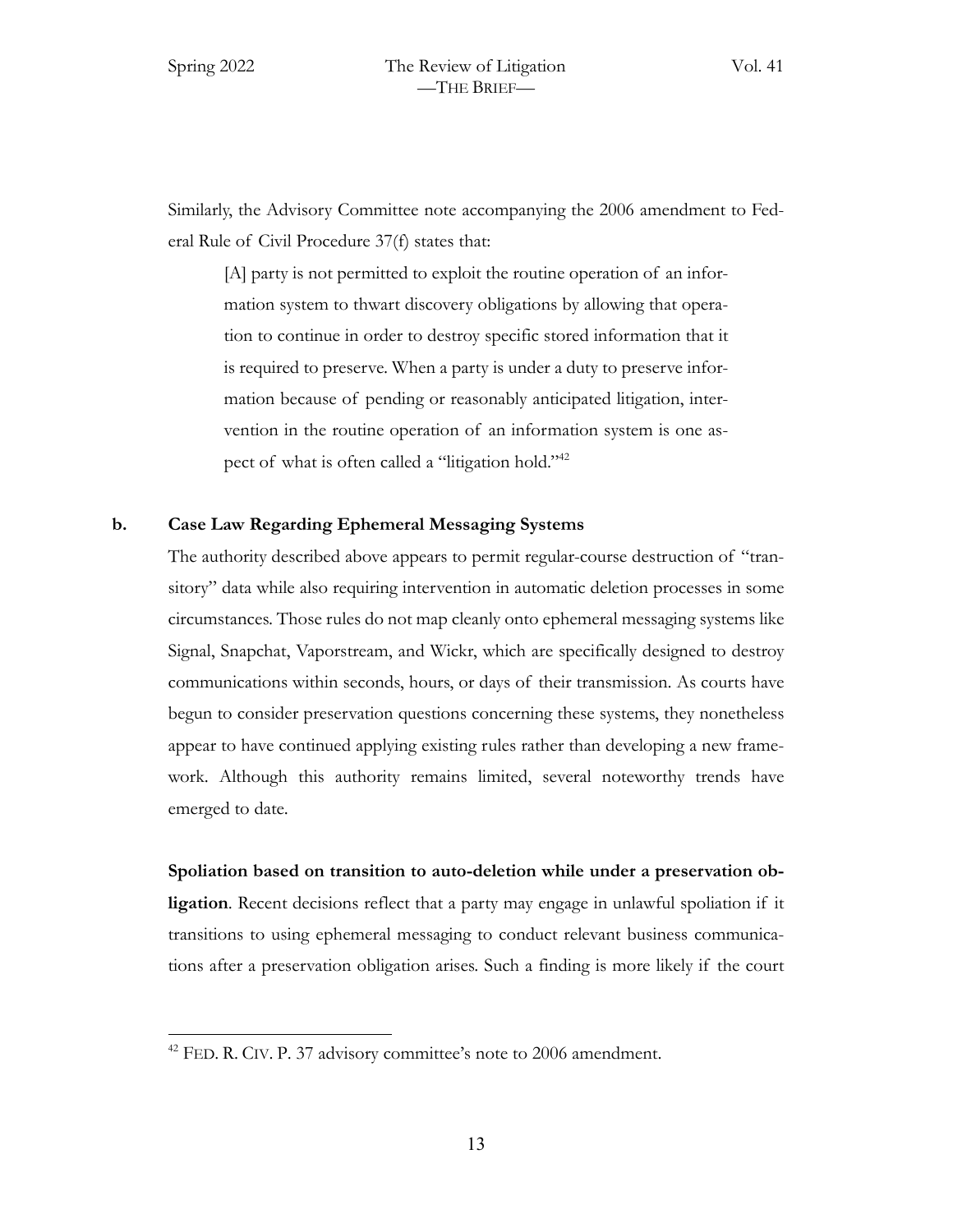Similarly, the Advisory Committee note accompanying the 2006 amendment to Federal Rule of Civil Procedure 37(f) states that:

> [A] party is not permitted to exploit the routine operation of an information system to thwart discovery obligations by allowing that operation to continue in order to destroy specific stored information that it is required to preserve. When a party is under a duty to preserve information because of pending or reasonably anticipated litigation, intervention in the routine operation of an information system is one aspect of what is often called a "litigation hold."[42]

### b. Case Law Regarding Ephemeral Messaging Systems

The authority described above appears to permit regular-course destruction of "transitory" data while also requiring intervention in automatic deletion processes in some circumstances. Those rules do not map cleanly onto ephemeral messaging systems like Signal, Snapchat, Vaporstream, and Wickr, which are specifically designed to destroy communications within seconds, hours, or days of their transmission. As courts have begun to consider preservation questions concerning these systems, they nonetheless appear to have continued applying existing rules rather than developing a new framework. Although this authority remains limited, several noteworthy trends have emerged to date.

**Spoliation based on transition to auto-deletion while under a preservation obligation**. Recent decisions reflect that a party may engage in unlawful spoliation if it transitions to using ephemeral messaging to conduct relevant business communications after a preservation obligation arises. Such a finding is more likely if the court

---

[42] FED. R. CIV. P. 37 advisory committee's note to 2006 amendment.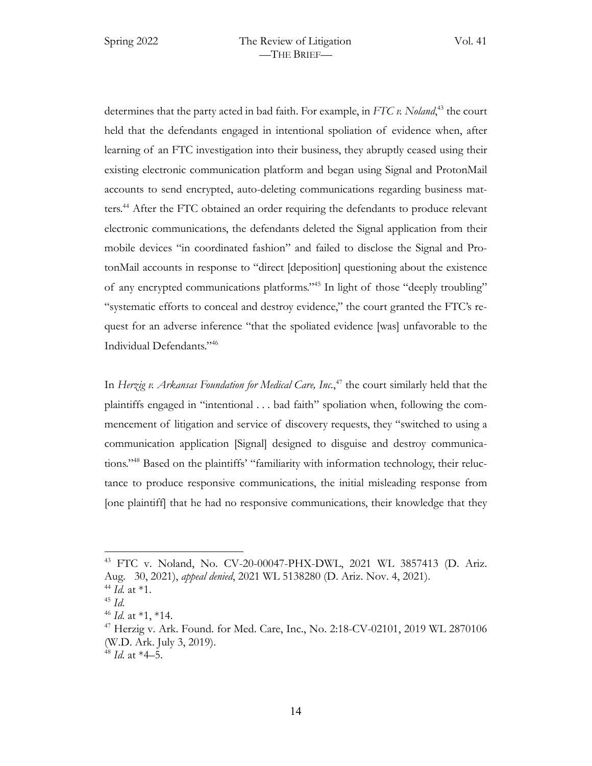determines that the party acted in bad faith. For example, in *FTC v. Noland*,[43] the court held that the defendants engaged in intentional spoliation of evidence when, after learning of an FTC investigation into their business, they abruptly ceased using their existing electronic communication platform and began using Signal and ProtonMail accounts to send encrypted, auto-deleting communications regarding business matters.[44] After the FTC obtained an order requiring the defendants to produce relevant electronic communications, the defendants deleted the Signal application from their mobile devices "in coordinated fashion" and failed to disclose the Signal and ProtonMail accounts in response to "direct [deposition] questioning about the existence of any encrypted communications platforms."[45] In light of those "deeply troubling" "systematic efforts to conceal and destroy evidence," the court granted the FTC's request for an adverse inference "that the spoliated evidence [was] unfavorable to the Individual Defendants."[46]

In *Herzig v. Arkansas Foundation for Medical Care, Inc.*,[47] the court similarly held that the plaintiffs engaged in "intentional . . . bad faith" spoliation when, following the commencement of litigation and service of discovery requests, they "switched to using a communication application [Signal] designed to disguise and destroy communications."[48] Based on the plaintiffs' "familiarity with information technology, their reluctance to produce responsive communications, the initial misleading response from [one plaintiff] that he had no responsive communications, their knowledge that they

---

[43] FTC v. Noland, No. CV-20-00047-PHX-DWL, 2021 WL 3857413 (D. Ariz. Aug. 30, 2021), *appeal denied*, 2021 WL 5138280 (D. Ariz. Nov. 4, 2021).

[44] *Id.* at *1.

[45] *Id.*

[46] *Id.* at *1, *14.

[47] Herzig v. Ark. Found. for Med. Care, Inc., No. 2:18-CV-02101, 2019 WL 2870106 (W.D. Ark. July 3, 2019).

[48] *Id.* at *4–5.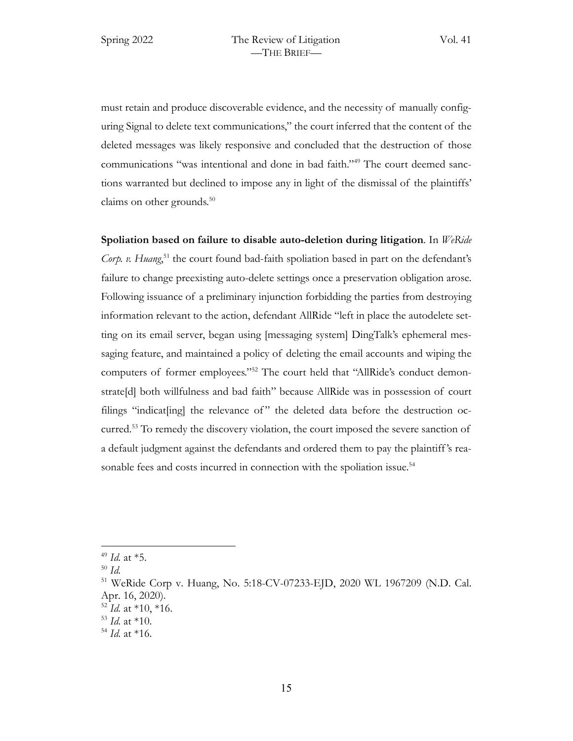must retain and produce discoverable evidence, and the necessity of manually configuring Signal to delete text communications," the court inferred that the content of the deleted messages was likely responsive and concluded that the destruction of those communications "was intentional and done in bad faith."[49] The court deemed sanctions warranted but declined to impose any in light of the dismissal of the plaintiffs' claims on other grounds.[50]

**Spoliation based on failure to disable auto-deletion during litigation**. In *WeRide Corp. v. Huang*,[51] the court found bad-faith spoliation based in part on the defendant's failure to change preexisting auto-delete settings once a preservation obligation arose. Following issuance of a preliminary injunction forbidding the parties from destroying information relevant to the action, defendant AllRide "left in place the autodelete setting on its email server, began using [messaging system] DingTalk's ephemeral messaging feature, and maintained a policy of deleting the email accounts and wiping the computers of former employees."[52] The court held that "AllRide's conduct demonstrate[d] both willfulness and bad faith" because AllRide was in possession of court filings "indicat[ing] the relevance of" the deleted data before the destruction occurred.[53] To remedy the discovery violation, the court imposed the severe sanction of a default judgment against the defendants and ordered them to pay the plaintiff's reasonable fees and costs incurred in connection with the spoliation issue.[54]

---

[49] *Id.* at *5.

[50] *Id.*

[51] WeRide Corp v. Huang, No. 5:18-CV-07233-EJD, 2020 WL 1967209 (N.D. Cal. Apr. 16, 2020).

[52] *Id.* at *10, *16.

[53] *Id.* at *10.

[54] *Id.* at *16.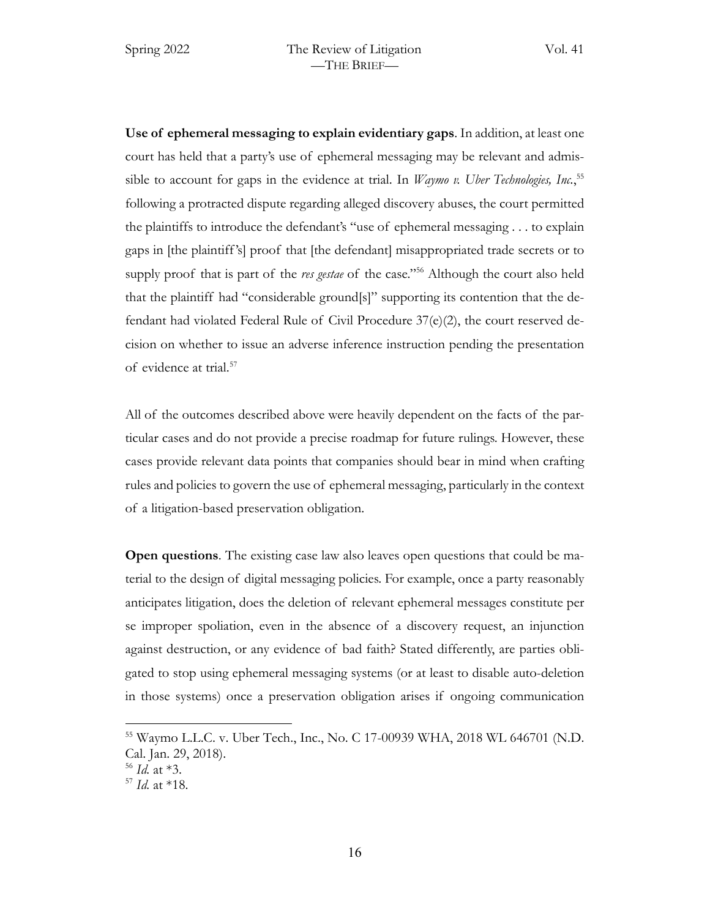**Use of ephemeral messaging to explain evidentiary gaps**. In addition, at least one court has held that a party's use of ephemeral messaging may be relevant and admissible to account for gaps in the evidence at trial. In *Waymo v. Uber Technologies, Inc.*,[55] following a protracted dispute regarding alleged discovery abuses, the court permitted the plaintiffs to introduce the defendant's "use of ephemeral messaging . . . to explain gaps in [the plaintiff's] proof that [the defendant] misappropriated trade secrets or to supply proof that is part of the *res gestae* of the case."[56] Although the court also held that the plaintiff had "considerable ground[s]" supporting its contention that the defendant had violated Federal Rule of Civil Procedure 37(e)(2), the court reserved decision on whether to issue an adverse inference instruction pending the presentation of evidence at trial.[57]

All of the outcomes described above were heavily dependent on the facts of the particular cases and do not provide a precise roadmap for future rulings. However, these cases provide relevant data points that companies should bear in mind when crafting rules and policies to govern the use of ephemeral messaging, particularly in the context of a litigation-based preservation obligation.

**Open questions**. The existing case law also leaves open questions that could be material to the design of digital messaging policies. For example, once a party reasonably anticipates litigation, does the deletion of relevant ephemeral messages constitute per se improper spoliation, even in the absence of a discovery request, an injunction against destruction, or any evidence of bad faith? Stated differently, are parties obligated to stop using ephemeral messaging systems (or at least to disable auto-deletion in those systems) once a preservation obligation arises if ongoing communication

---

[55] Waymo L.L.C. v. Uber Tech., Inc., No. C 17-00939 WHA, 2018 WL 646701 (N.D. Cal. Jan. 29, 2018).

[56] *Id.* at *3.

[57] *Id.* at *18.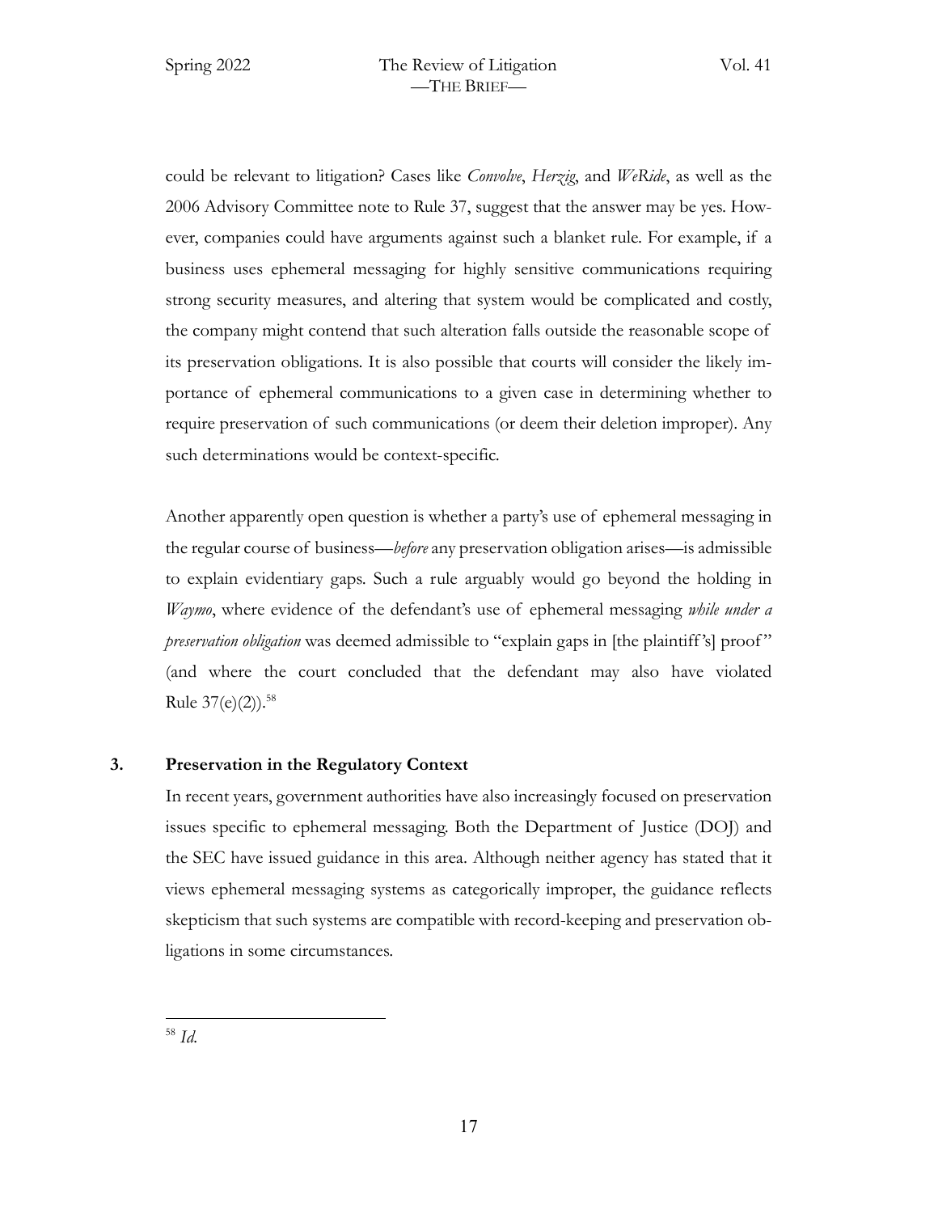could be relevant to litigation? Cases like *Convolve*, *Herzig*, and *WeRide*, as well as the 2006 Advisory Committee note to Rule 37, suggest that the answer may be yes. However, companies could have arguments against such a blanket rule. For example, if a business uses ephemeral messaging for highly sensitive communications requiring strong security measures, and altering that system would be complicated and costly, the company might contend that such alteration falls outside the reasonable scope of its preservation obligations. It is also possible that courts will consider the likely importance of ephemeral communications to a given case in determining whether to require preservation of such communications (or deem their deletion improper). Any such determinations would be context-specific.

Another apparently open question is whether a party's use of ephemeral messaging in the regular course of business—*before* any preservation obligation arises—is admissible to explain evidentiary gaps. Such a rule arguably would go beyond the holding in *Waymo*, where evidence of the defendant's use of ephemeral messaging *while under a preservation obligation* was deemed admissible to "explain gaps in [the plaintiff's] proof" (and where the court concluded that the defendant may also have violated Rule 37(e)(2)).[58]

### 3. Preservation in the Regulatory Context

In recent years, government authorities have also increasingly focused on preservation issues specific to ephemeral messaging. Both the Department of Justice (DOJ) and the SEC have issued guidance in this area. Although neither agency has stated that it views ephemeral messaging systems as categorically improper, the guidance reflects skepticism that such systems are compatible with record-keeping and preservation obligations in some circumstances.

---

[58] *Id.*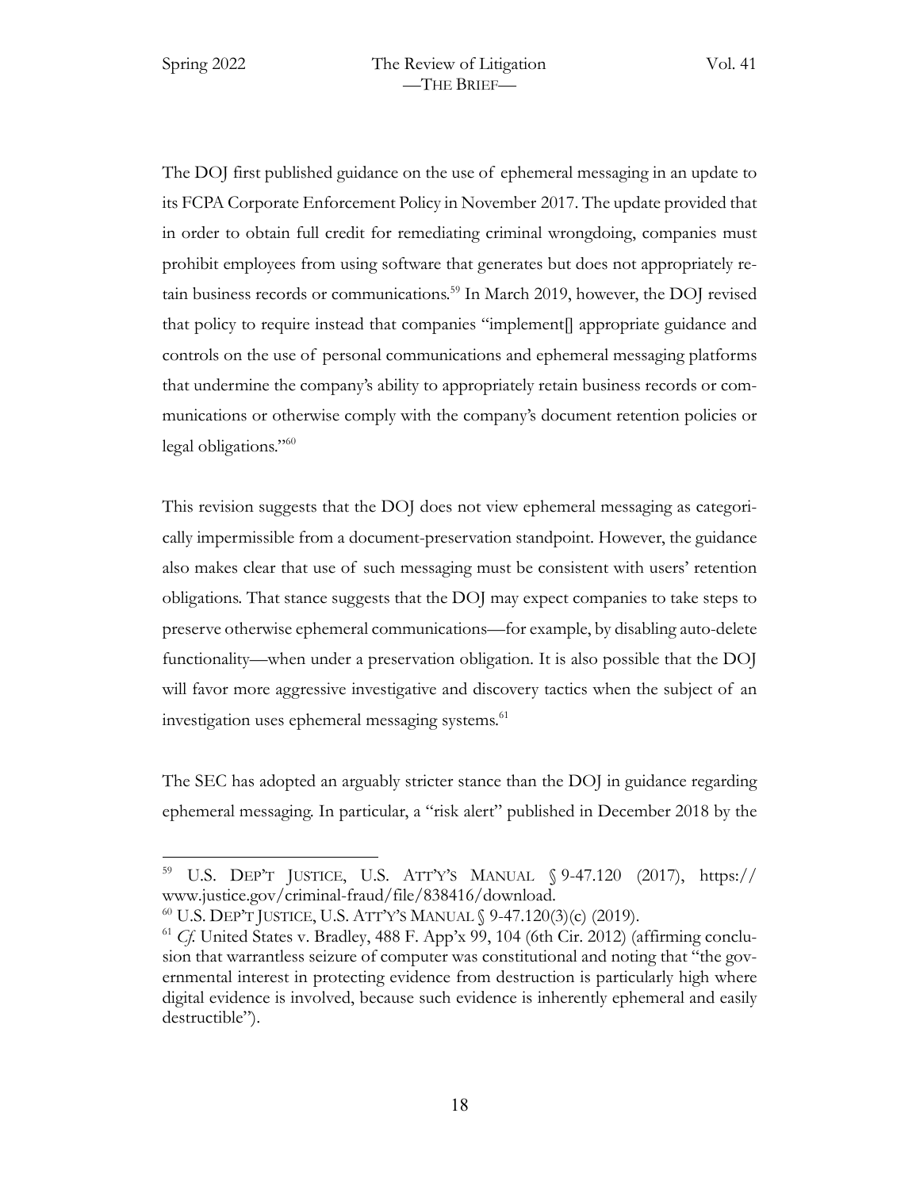The DOJ first published guidance on the use of ephemeral messaging in an update to its FCPA Corporate Enforcement Policy in November 2017. The update provided that in order to obtain full credit for remediating criminal wrongdoing, companies must prohibit employees from using software that generates but does not appropriately retain business records or communications.[59] In March 2019, however, the DOJ revised that policy to require instead that companies "implement[] appropriate guidance and controls on the use of personal communications and ephemeral messaging platforms that undermine the company's ability to appropriately retain business records or communications or otherwise comply with the company's document retention policies or legal obligations."[60]

This revision suggests that the DOJ does not view ephemeral messaging as categorically impermissible from a document-preservation standpoint. However, the guidance also makes clear that use of such messaging must be consistent with users' retention obligations. That stance suggests that the DOJ may expect companies to take steps to preserve otherwise ephemeral communications—for example, by disabling auto-delete functionality—when under a preservation obligation. It is also possible that the DOJ will favor more aggressive investigative and discovery tactics when the subject of an investigation uses ephemeral messaging systems.[61]

The SEC has adopted an arguably stricter stance than the DOJ in guidance regarding ephemeral messaging. In particular, a "risk alert" published in December 2018 by the

---

[59] U.S. DEP'T JUSTICE, U.S. ATT'Y'S MANUAL § 9-47.120 (2017), https://www.justice.gov/criminal-fraud/file/838416/download.

[60] U.S. DEP'T JUSTICE, U.S. ATT'Y'S MANUAL § 9-47.120(3)(c) (2019).

[61] *Cf.* United States v. Bradley, 488 F. App'x 99, 104 (6th Cir. 2012) (affirming conclusion that warrantless seizure of computer was constitutional and noting that "the governmental interest in protecting evidence from destruction is particularly high where digital evidence is involved, because such evidence is inherently ephemeral and easily destructible").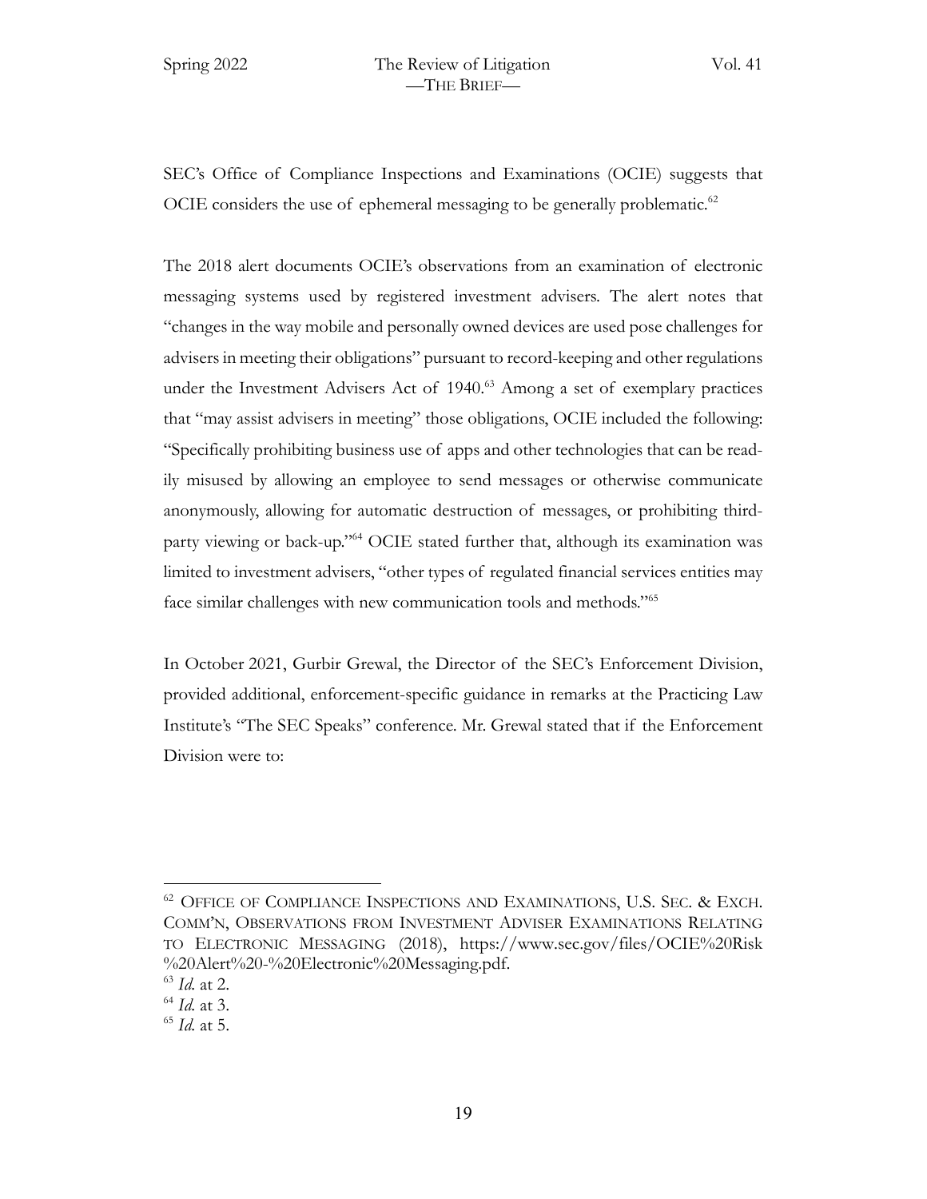SEC's Office of Compliance Inspections and Examinations (OCIE) suggests that OCIE considers the use of ephemeral messaging to be generally problematic.[62]

The 2018 alert documents OCIE's observations from an examination of electronic messaging systems used by registered investment advisers. The alert notes that "changes in the way mobile and personally owned devices are used pose challenges for advisers in meeting their obligations" pursuant to record-keeping and other regulations under the Investment Advisers Act of 1940.[63] Among a set of exemplary practices that "may assist advisers in meeting" those obligations, OCIE included the following: "Specifically prohibiting business use of apps and other technologies that can be readily misused by allowing an employee to send messages or otherwise communicate anonymously, allowing for automatic destruction of messages, or prohibiting third-party viewing or back-up."[64] OCIE stated further that, although its examination was limited to investment advisers, "other types of regulated financial services entities may face similar challenges with new communication tools and methods."[65]

In October 2021, Gurbir Grewal, the Director of the SEC's Enforcement Division, provided additional, enforcement-specific guidance in remarks at the Practicing Law Institute's "The SEC Speaks" conference. Mr. Grewal stated that if the Enforcement Division were to:

---

[62] OFFICE OF COMPLIANCE INSPECTIONS AND EXAMINATIONS, U.S. SEC. & EXCH. COMM'N, OBSERVATIONS FROM INVESTMENT ADVISER EXAMINATIONS RELATING TO ELECTRONIC MESSAGING (2018), https://www.sec.gov/files/OCIE%20Risk%20Alert%20-%20Electronic%20Messaging.pdf.

[63] *Id.* at 2.

[64] *Id.* at 3.

[65] *Id.* at 5.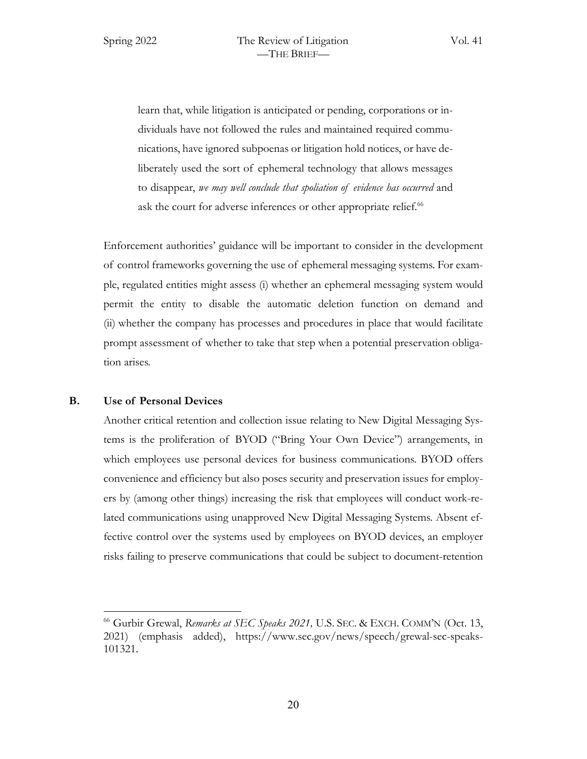> learn that, while litigation is anticipated or pending, corporations or individuals have not followed the rules and maintained required communications, have ignored subpoenas or litigation hold notices, or have deliberately used the sort of ephemeral technology that allows messages to disappear, *we may well conclude that spoliation of evidence has occurred* and ask the court for adverse inferences or other appropriate relief.[66]

Enforcement authorities' guidance will be important to consider in the development of control frameworks governing the use of ephemeral messaging systems. For example, regulated entities might assess (i) whether an ephemeral messaging system would permit the entity to disable the automatic deletion function on demand and (ii) whether the company has processes and procedures in place that would facilitate prompt assessment of whether to take that step when a potential preservation obligation arises.

### B. Use of Personal Devices

Another critical retention and collection issue relating to New Digital Messaging Systems is the proliferation of BYOD ("Bring Your Own Device") arrangements, in which employees use personal devices for business communications. BYOD offers convenience and efficiency but also poses security and preservation issues for employers by (among other things) increasing the risk that employees will conduct work-related communications using unapproved New Digital Messaging Systems. Absent effective control over the systems used by employees on BYOD devices, an employer risks failing to preserve communications that could be subject to document-retention

---

[66] Gurbir Grewal, *Remarks at SEC Speaks 2021,* U.S. SEC. & EXCH. COMM'N (Oct. 13, 2021) (emphasis added), https://www.sec.gov/news/speech/grewal-sec-speaks-101321.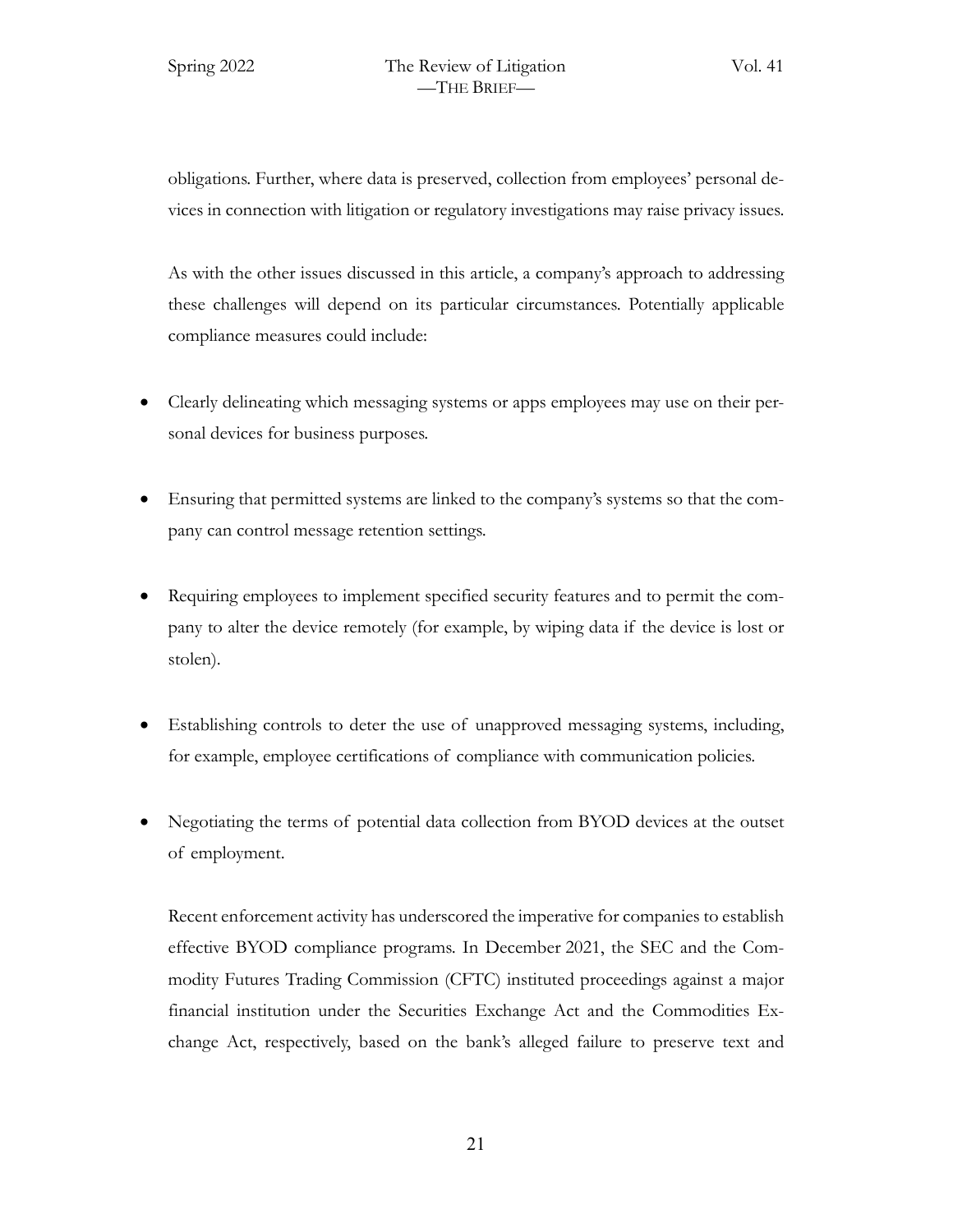obligations. Further, where data is preserved, collection from employees' personal devices in connection with litigation or regulatory investigations may raise privacy issues.

As with the other issues discussed in this article, a company's approach to addressing these challenges will depend on its particular circumstances. Potentially applicable compliance measures could include:

- Clearly delineating which messaging systems or apps employees may use on their personal devices for business purposes.
- Ensuring that permitted systems are linked to the company's systems so that the company can control message retention settings.
- Requiring employees to implement specified security features and to permit the company to alter the device remotely (for example, by wiping data if the device is lost or stolen).
- Establishing controls to deter the use of unapproved messaging systems, including, for example, employee certifications of compliance with communication policies.
- Negotiating the terms of potential data collection from BYOD devices at the outset of employment.

Recent enforcement activity has underscored the imperative for companies to establish effective BYOD compliance programs. In December 2021, the SEC and the Commodity Futures Trading Commission (CFTC) instituted proceedings against a major financial institution under the Securities Exchange Act and the Commodities Exchange Act, respectively, based on the bank's alleged failure to preserve text and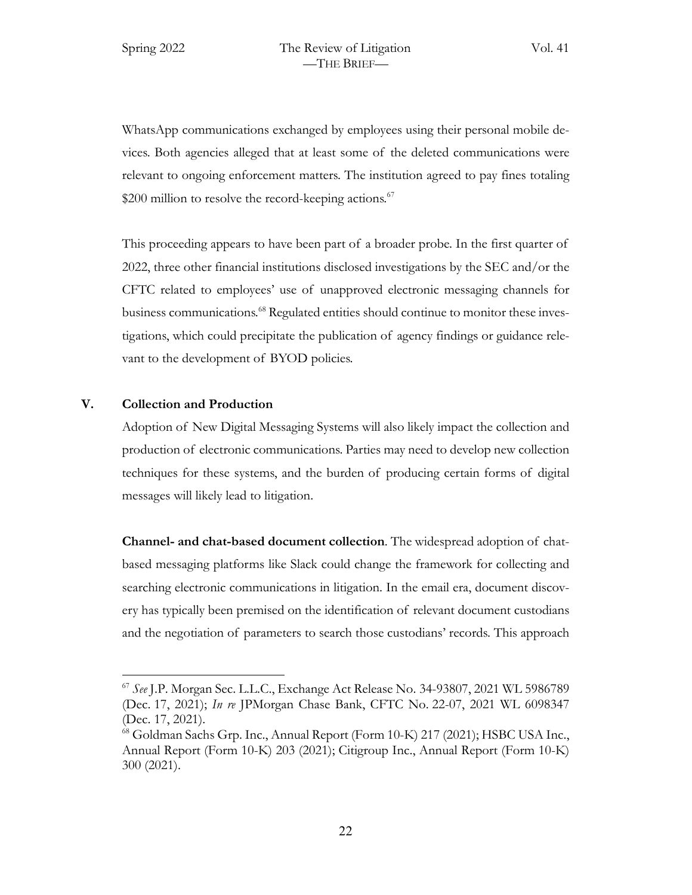WhatsApp communications exchanged by employees using their personal mobile devices. Both agencies alleged that at least some of the deleted communications were relevant to ongoing enforcement matters. The institution agreed to pay fines totaling $200 million to resolve the record-keeping actions.[67]

This proceeding appears to have been part of a broader probe. In the first quarter of 2022, three other financial institutions disclosed investigations by the SEC and/or the CFTC related to employees' use of unapproved electronic messaging channels for business communications.[68] Regulated entities should continue to monitor these investigations, which could precipitate the publication of agency findings or guidance relevant to the development of BYOD policies.

## V. Collection and Production

Adoption of New Digital Messaging Systems will also likely impact the collection and production of electronic communications. Parties may need to develop new collection techniques for these systems, and the burden of producing certain forms of digital messages will likely lead to litigation.

**Channel- and chat-based document collection**. The widespread adoption of chat-based messaging platforms like Slack could change the framework for collecting and searching electronic communications in litigation. In the email era, document discovery has typically been premised on the identification of relevant document custodians and the negotiation of parameters to search those custodians' records. This approach

---

[67] *See* J.P. Morgan Sec. L.L.C., Exchange Act Release No. 34-93807, 2021 WL 5986789 (Dec. 17, 2021); *In re* JPMorgan Chase Bank, CFTC No. 22-07, 2021 WL 6098347 (Dec. 17, 2021).

[68] Goldman Sachs Grp. Inc., Annual Report (Form 10-K) 217 (2021); HSBC USA Inc., Annual Report (Form 10-K) 203 (2021); Citigroup Inc., Annual Report (Form 10-K) 300 (2021).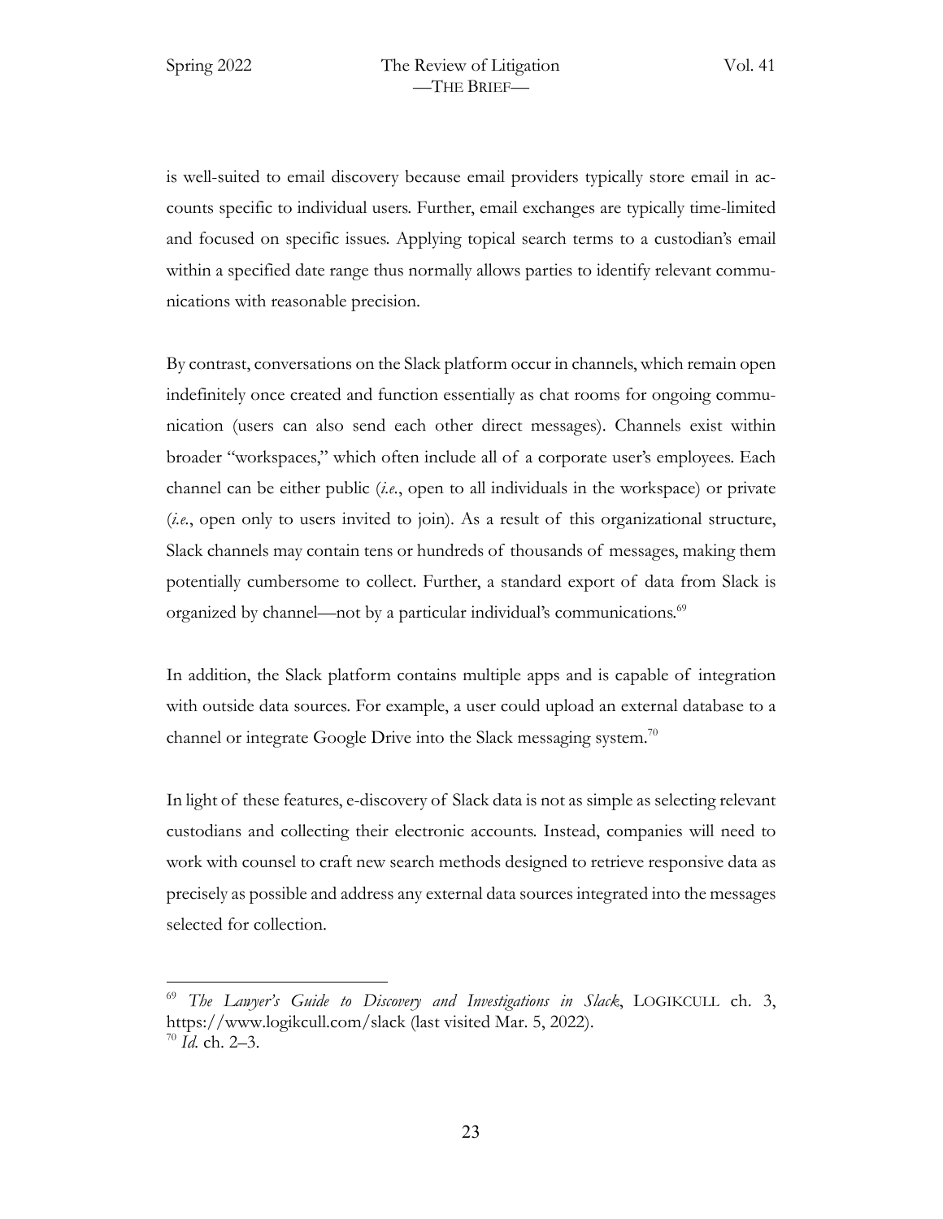is well-suited to email discovery because email providers typically store email in accounts specific to individual users. Further, email exchanges are typically time-limited and focused on specific issues. Applying topical search terms to a custodian's email within a specified date range thus normally allows parties to identify relevant communications with reasonable precision.

By contrast, conversations on the Slack platform occur in channels, which remain open indefinitely once created and function essentially as chat rooms for ongoing communication (users can also send each other direct messages). Channels exist within broader "workspaces," which often include all of a corporate user's employees. Each channel can be either public (*i.e.*, open to all individuals in the workspace) or private (*i.e.*, open only to users invited to join). As a result of this organizational structure, Slack channels may contain tens or hundreds of thousands of messages, making them potentially cumbersome to collect. Further, a standard export of data from Slack is organized by channel—not by a particular individual's communications.[69]

In addition, the Slack platform contains multiple apps and is capable of integration with outside data sources. For example, a user could upload an external database to a channel or integrate Google Drive into the Slack messaging system.[70]

In light of these features, e-discovery of Slack data is not as simple as selecting relevant custodians and collecting their electronic accounts. Instead, companies will need to work with counsel to craft new search methods designed to retrieve responsive data as precisely as possible and address any external data sources integrated into the messages selected for collection.

---

[69] *The Lawyer's Guide to Discovery and Investigations in Slack*, LOGIKCULL ch. 3, https://www.logikcull.com/slack (last visited Mar. 5, 2022).

[70] *Id.* ch. 2–3.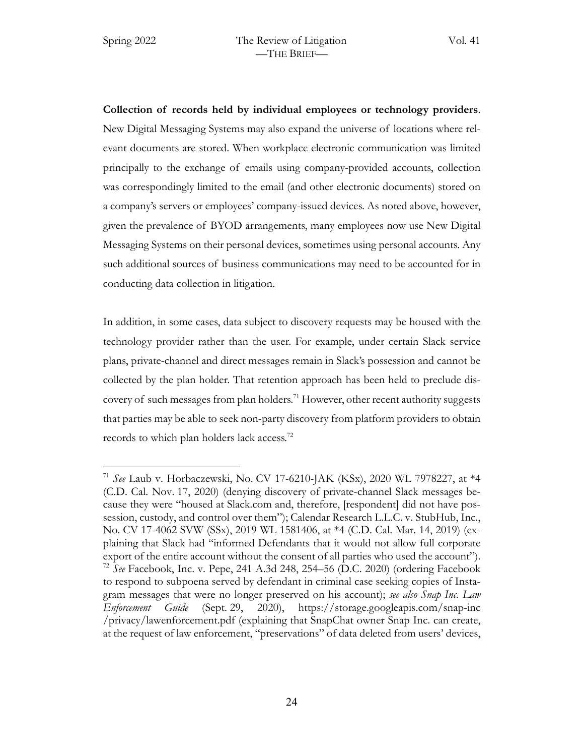**Collection of records held by individual employees or technology providers**. New Digital Messaging Systems may also expand the universe of locations where relevant documents are stored. When workplace electronic communication was limited principally to the exchange of emails using company-provided accounts, collection was correspondingly limited to the email (and other electronic documents) stored on a company's servers or employees' company-issued devices. As noted above, however, given the prevalence of BYOD arrangements, many employees now use New Digital Messaging Systems on their personal devices, sometimes using personal accounts. Any such additional sources of business communications may need to be accounted for in conducting data collection in litigation.

In addition, in some cases, data subject to discovery requests may be housed with the technology provider rather than the user. For example, under certain Slack service plans, private-channel and direct messages remain in Slack's possession and cannot be collected by the plan holder. That retention approach has been held to preclude discovery of such messages from plan holders.[71] However, other recent authority suggests that parties may be able to seek non-party discovery from platform providers to obtain records to which plan holders lack access.[72]

---

[71] *See* Laub v. Horbaczewski, No. CV 17-6210-JAK (KSx), 2020 WL 7978227, at *4 (C.D. Cal. Nov. 17, 2020) (denying discovery of private-channel Slack messages because they were "housed at Slack.com and, therefore, [respondent] did not have possession, custody, and control over them"); Calendar Research L.L.C. v. StubHub, Inc., No. CV 17-4062 SVW (SSx), 2019 WL 1581406, at *4 (C.D. Cal. Mar. 14, 2019) (explaining that Slack had "informed Defendants that it would not allow full corporate export of the entire account without the consent of all parties who used the account").

[72] *See* Facebook, Inc. v. Pepe, 241 A.3d 248, 254–56 (D.C. 2020) (ordering Facebook to respond to subpoena served by defendant in criminal case seeking copies of Instagram messages that were no longer preserved on his account); *see also Snap Inc. Law Enforcement Guide* (Sept. 29, 2020), https://storage.googleapis.com/snap-inc/privacy/lawenforcement.pdf (explaining that SnapChat owner Snap Inc. can create, at the request of law enforcement, "preservations" of data deleted from users' devices,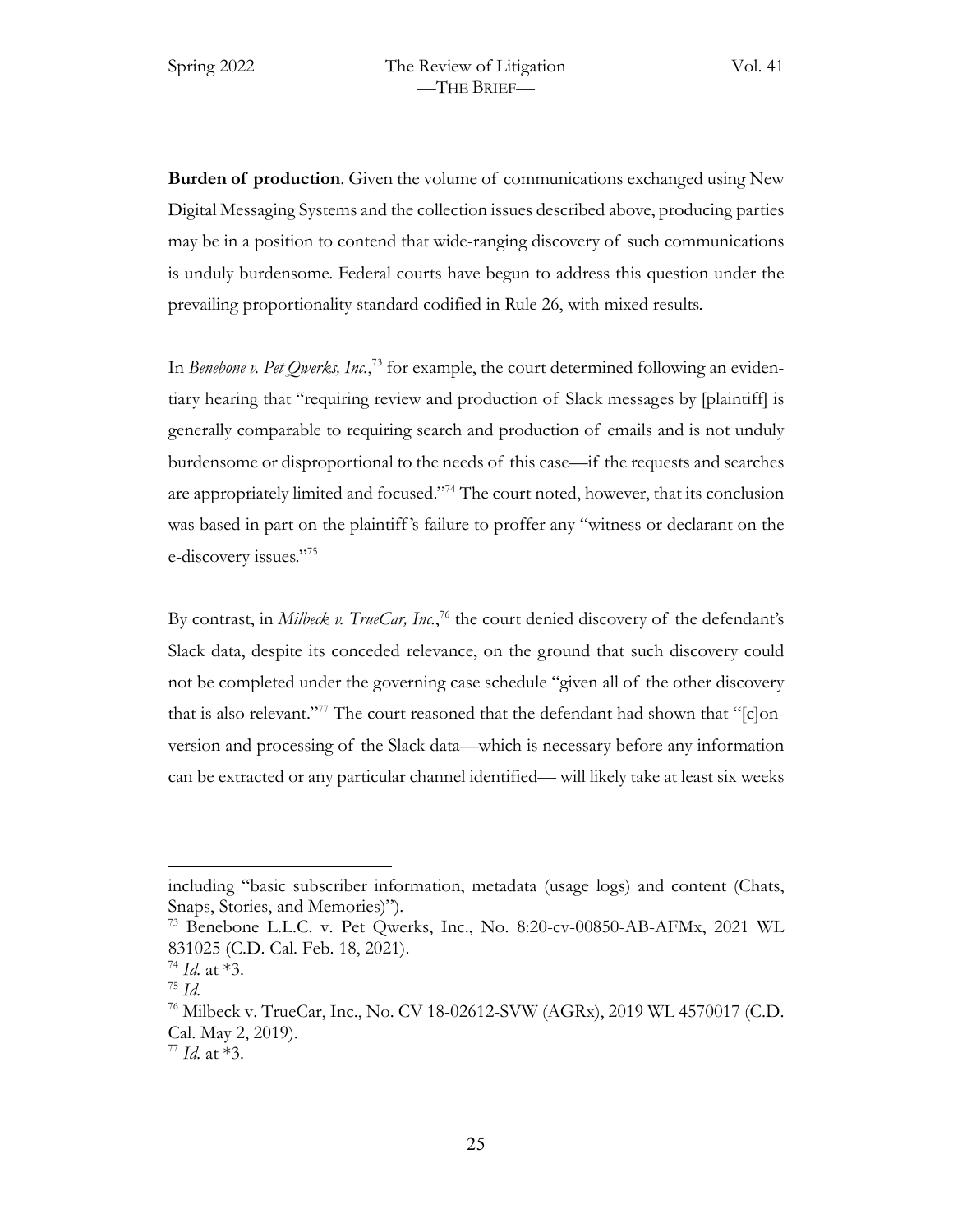**Burden of production**. Given the volume of communications exchanged using New Digital Messaging Systems and the collection issues described above, producing parties may be in a position to contend that wide-ranging discovery of such communications is unduly burdensome. Federal courts have begun to address this question under the prevailing proportionality standard codified in Rule 26, with mixed results.

In *Benebone v. Pet Qwerks, Inc.*,[73] for example, the court determined following an evidentiary hearing that "requiring review and production of Slack messages by [plaintiff] is generally comparable to requiring search and production of emails and is not unduly burdensome or disproportional to the needs of this case—if the requests and searches are appropriately limited and focused."[74] The court noted, however, that its conclusion was based in part on the plaintiff's failure to proffer any "witness or declarant on the e-discovery issues."[75]

By contrast, in *Milbeck v. TrueCar, Inc.*,[76] the court denied discovery of the defendant's Slack data, despite its conceded relevance, on the ground that such discovery could not be completed under the governing case schedule "given all of the other discovery that is also relevant."[77] The court reasoned that the defendant had shown that "[c]onversion and processing of the Slack data—which is necessary before any information can be extracted or any particular channel identified— will likely take at least six weeks

---

including "basic subscriber information, metadata (usage logs) and content (Chats, Snaps, Stories, and Memories)").

[73] Benebone L.L.C. v. Pet Qwerks, Inc., No. 8:20-cv-00850-AB-AFMx, 2021 WL 831025 (C.D. Cal. Feb. 18, 2021).

[74] *Id.* at *3.

[75] *Id.*

[76] Milbeck v. TrueCar, Inc., No. CV 18-02612-SVW (AGRx), 2019 WL 4570017 (C.D. Cal. May 2, 2019).

[77] *Id.* at *3.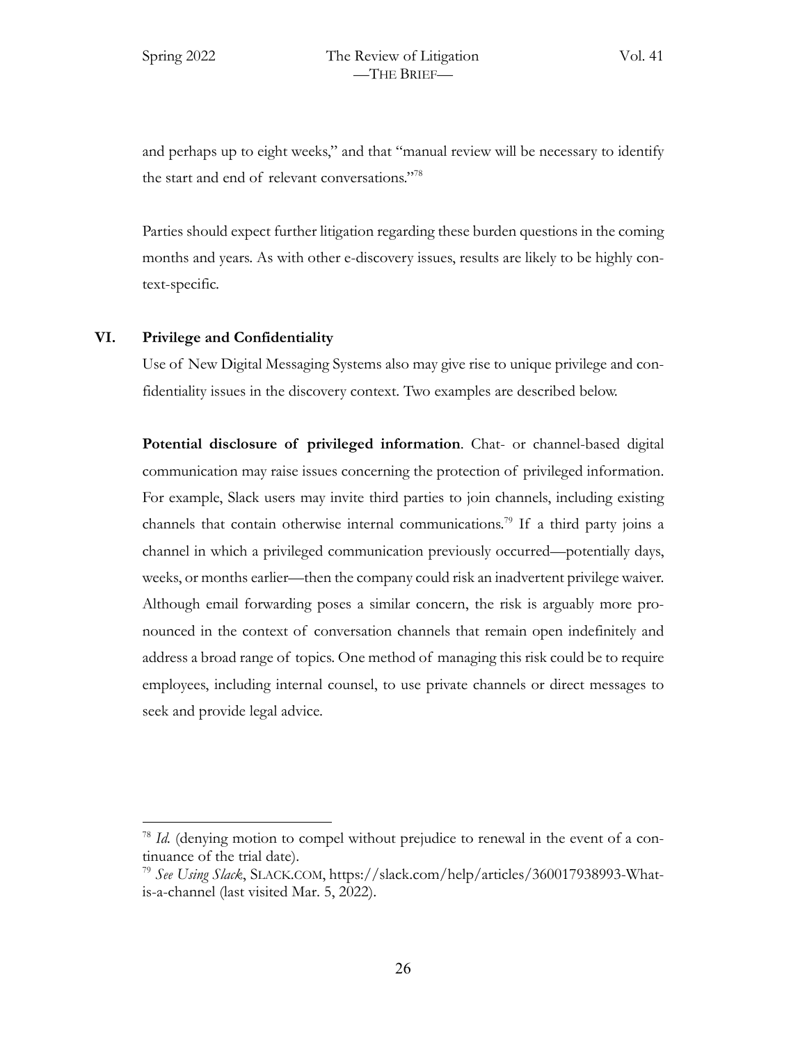and perhaps up to eight weeks," and that "manual review will be necessary to identify the start and end of relevant conversations."[78]

Parties should expect further litigation regarding these burden questions in the coming months and years. As with other e-discovery issues, results are likely to be highly context-specific.

## VI. Privilege and Confidentiality

Use of New Digital Messaging Systems also may give rise to unique privilege and confidentiality issues in the discovery context. Two examples are described below.

**Potential disclosure of privileged information**. Chat- or channel-based digital communication may raise issues concerning the protection of privileged information. For example, Slack users may invite third parties to join channels, including existing channels that contain otherwise internal communications.[79] If a third party joins a channel in which a privileged communication previously occurred—potentially days, weeks, or months earlier—then the company could risk an inadvertent privilege waiver. Although email forwarding poses a similar concern, the risk is arguably more pronounced in the context of conversation channels that remain open indefinitely and address a broad range of topics. One method of managing this risk could be to require employees, including internal counsel, to use private channels or direct messages to seek and provide legal advice.

---

[78] *Id.* (denying motion to compel without prejudice to renewal in the event of a continuance of the trial date).

[79] *See Using Slack*, SLACK.COM, https://slack.com/help/articles/360017938993-What-is-a-channel (last visited Mar. 5, 2022).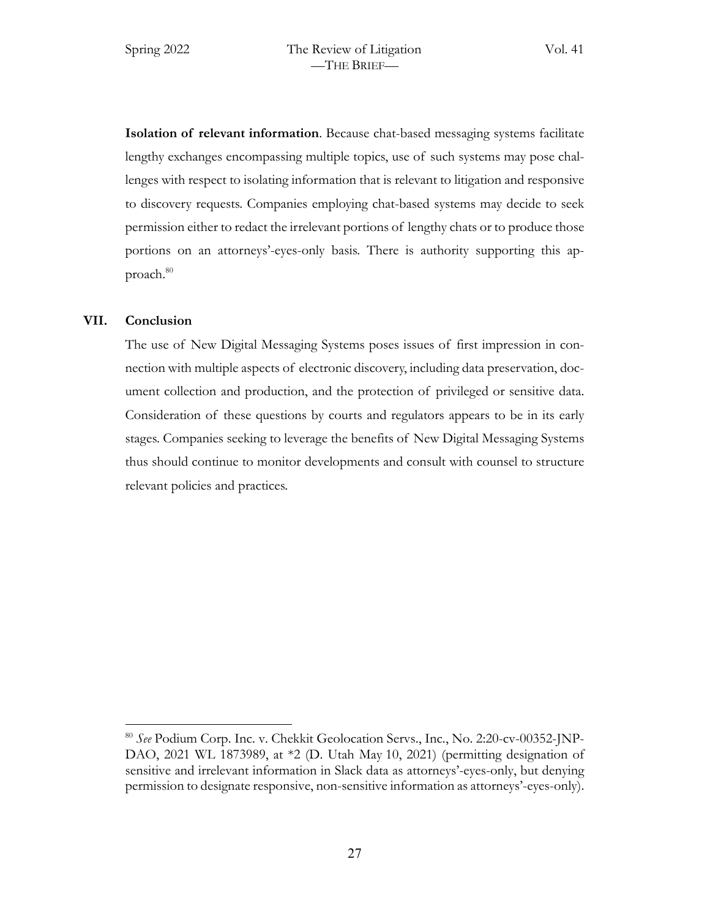**Isolation of relevant information**. Because chat-based messaging systems facilitate lengthy exchanges encompassing multiple topics, use of such systems may pose challenges with respect to isolating information that is relevant to litigation and responsive to discovery requests. Companies employing chat-based systems may decide to seek permission either to redact the irrelevant portions of lengthy chats or to produce those portions on an attorneys'-eyes-only basis. There is authority supporting this approach.[80]

## VII. Conclusion

The use of New Digital Messaging Systems poses issues of first impression in connection with multiple aspects of electronic discovery, including data preservation, document collection and production, and the protection of privileged or sensitive data. Consideration of these questions by courts and regulators appears to be in its early stages. Companies seeking to leverage the benefits of New Digital Messaging Systems thus should continue to monitor developments and consult with counsel to structure relevant policies and practices.

---

[80] *See* Podium Corp. Inc. v. Chekkit Geolocation Servs., Inc., No. 2:20-cv-00352-JNP-DAO, 2021 WL 1873989, at *2 (D. Utah May 10, 2021) (permitting designation of sensitive and irrelevant information in Slack data as attorneys'-eyes-only, but denying permission to designate responsive, non-sensitive information as attorneys'-eyes-only).